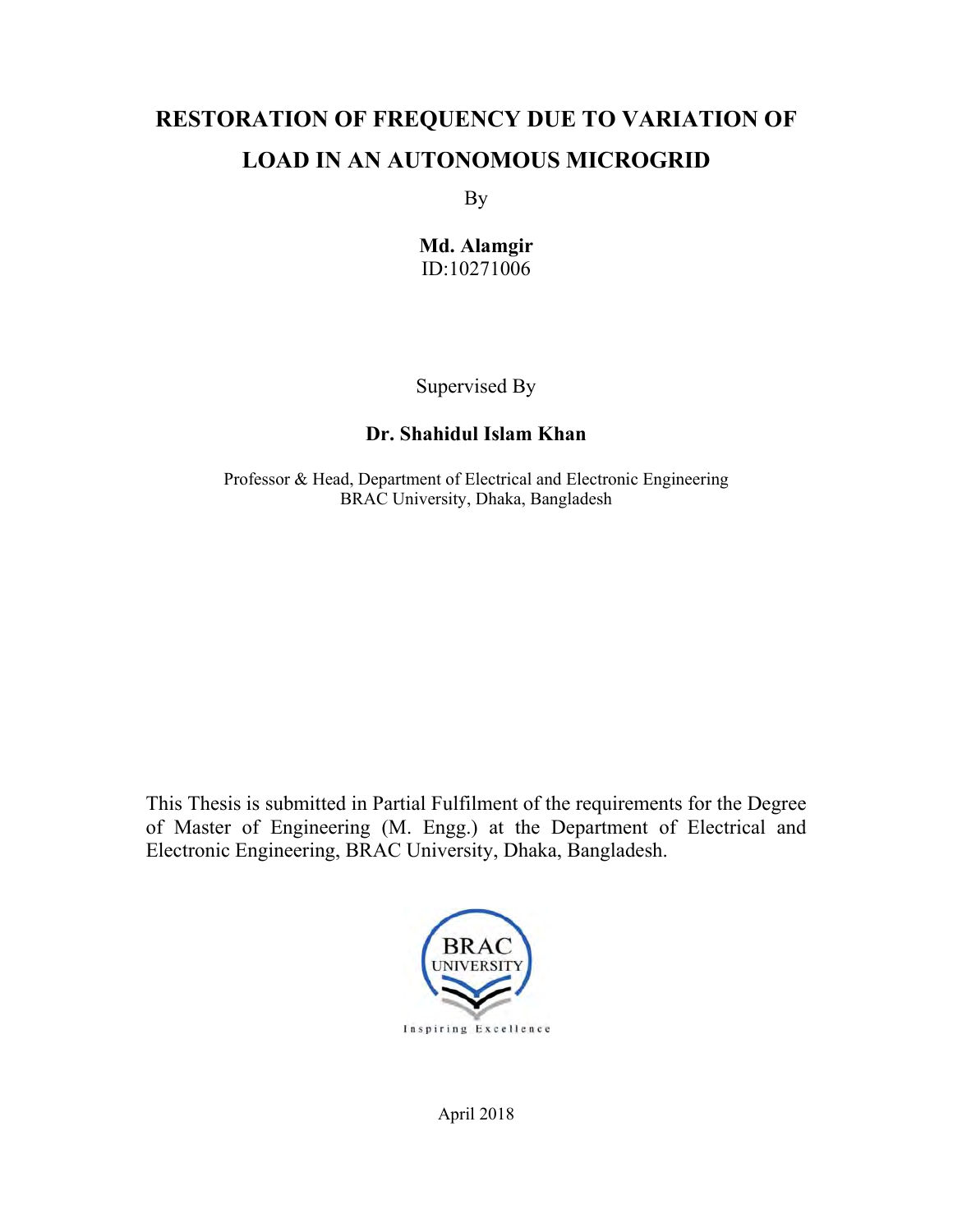# RESTORATION OF FREQUENCY DUE TO VARIATION OF LOAD IN AN AUTONOMOUS MICROGRID

By

**Md. Alamgir**
ID:10271006

Supervised By

**Dr. Shahidul Islam Khan**

Professor & Head, Department of Electrical and Electronic Engineering
BRAC University, Dhaka, Bangladesh

This Thesis is submitted in Partial Fulfilment of the requirements for the Degree of Master of Engineering (M. Engg.) at the Department of Electrical and Electronic Engineering, BRAC University, Dhaka, Bangladesh.

BRAC UNIVERSITY
Inspiring Excellence

April 2018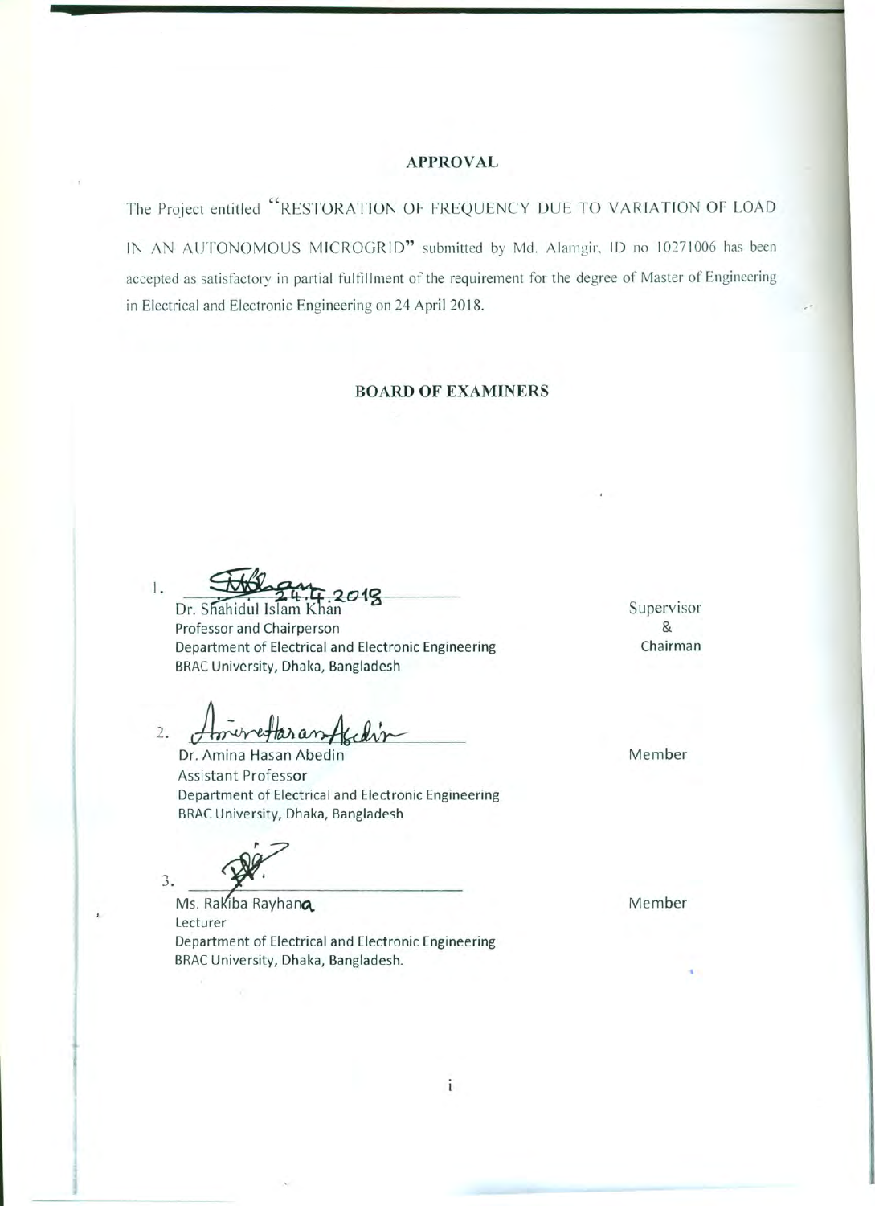## APPROVAL

The Project entitled "RESTORATION OF FREQUENCY DUE TO VARIATION OF LOAD IN AN AUTONOMOUS MICROGRID" submitted by Md. Alamgir, ID no 10271006 has been accepted as satisfactory in partial fulfillment of the requirement for the degree of Master of Engineering in Electrical and Electronic Engineering on 24 April 2018.

## BOARD OF EXAMINERS

1. 24.4.2018
Dr. Shahidul Islam Khan
Professor and Chairperson
Department of Electrical and Electronic Engineering
BRAC University, Dhaka, Bangladesh

Supervisor & Chairman

2. Dr. Amina Hasan Abedin
Assistant Professor
Department of Electrical and Electronic Engineering
BRAC University, Dhaka, Bangladesh

Member

3. Ms. Rakiba Rayhana
Lecturer
Department of Electrical and Electronic Engineering
BRAC University, Dhaka, Bangladesh.

Member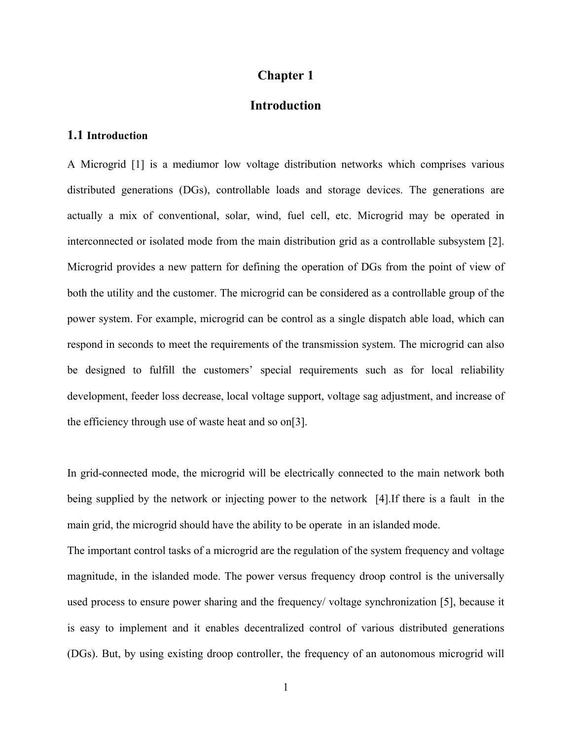# Chapter 1

# Introduction

## 1.1 Introduction

A Microgrid [1] is a mediumor low voltage distribution networks which comprises various distributed generations (DGs), controllable loads and storage devices. The generations are actually a mix of conventional, solar, wind, fuel cell, etc. Microgrid may be operated in interconnected or isolated mode from the main distribution grid as a controllable subsystem [2]. Microgrid provides a new pattern for defining the operation of DGs from the point of view of both the utility and the customer. The microgrid can be considered as a controllable group of the power system. For example, microgrid can be control as a single dispatch able load, which can respond in seconds to meet the requirements of the transmission system. The microgrid can also be designed to fulfill the customers' special requirements such as for local reliability development, feeder loss decrease, local voltage support, voltage sag adjustment, and increase of the efficiency through use of waste heat and so on[3].

In grid-connected mode, the microgrid will be electrically connected to the main network both being supplied by the network or injecting power to the network [4].If there is a fault in the main grid, the microgrid should have the ability to be operate in an islanded mode.

The important control tasks of a microgrid are the regulation of the system frequency and voltage magnitude, in the islanded mode. The power versus frequency droop control is the universally used process to ensure power sharing and the frequency/ voltage synchronization [5], because it is easy to implement and it enables decentralized control of various distributed generations (DGs). But, by using existing droop controller, the frequency of an autonomous microgrid will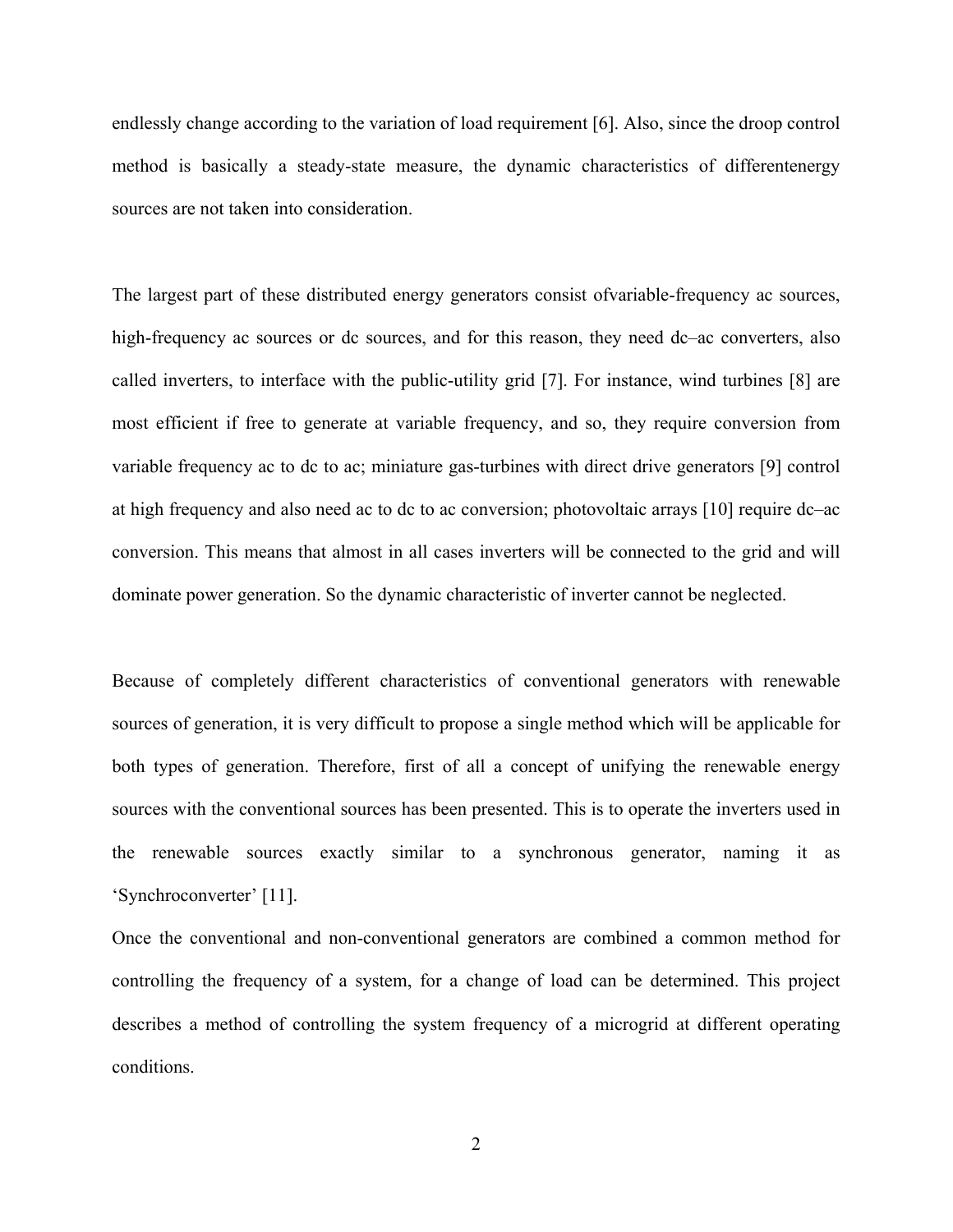endlessly change according to the variation of load requirement [6]. Also, since the droop control method is basically a steady-state measure, the dynamic characteristics of differentenergy sources are not taken into consideration.

The largest part of these distributed energy generators consist ofvariable-frequency ac sources, high-frequency ac sources or dc sources, and for this reason, they need dc–ac converters, also called inverters, to interface with the public-utility grid [7]. For instance, wind turbines [8] are most efficient if free to generate at variable frequency, and so, they require conversion from variable frequency ac to dc to ac; miniature gas-turbines with direct drive generators [9] control at high frequency and also need ac to dc to ac conversion; photovoltaic arrays [10] require dc–ac conversion. This means that almost in all cases inverters will be connected to the grid and will dominate power generation. So the dynamic characteristic of inverter cannot be neglected.

Because of completely different characteristics of conventional generators with renewable sources of generation, it is very difficult to propose a single method which will be applicable for both types of generation. Therefore, first of all a concept of unifying the renewable energy sources with the conventional sources has been presented. This is to operate the inverters used in the renewable sources exactly similar to a synchronous generator, naming it as 'Synchroconverter' [11].

Once the conventional and non-conventional generators are combined a common method for controlling the frequency of a system, for a change of load can be determined. This project describes a method of controlling the system frequency of a microgrid at different operating conditions.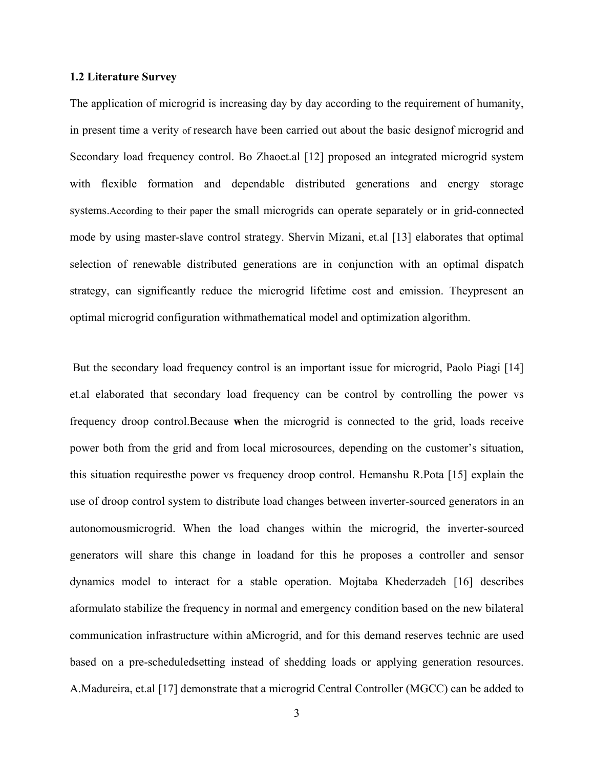### 1.2 Literature Survey

The application of microgrid is increasing day by day according to the requirement of humanity, in present time a verity of research have been carried out about the basic designof microgrid and Secondary load frequency control. Bo Zhaoet.al [12] proposed an integrated microgrid system with flexible formation and dependable distributed generations and energy storage systems.According to their paper the small microgrids can operate separately or in grid-connected mode by using master-slave control strategy. Shervin Mizani, et.al [13] elaborates that optimal selection of renewable distributed generations are in conjunction with an optimal dispatch strategy, can significantly reduce the microgrid lifetime cost and emission. Theypresent an optimal microgrid configuration withmathematical model and optimization algorithm.

But the secondary load frequency control is an important issue for microgrid, Paolo Piagi [14] et.al elaborated that secondary load frequency can be control by controlling the power vs frequency droop control.Because **w**hen the microgrid is connected to the grid, loads receive power both from the grid and from local microsources, depending on the customer's situation, this situation requiresthe power vs frequency droop control. Hemanshu R.Pota [15] explain the use of droop control system to distribute load changes between inverter-sourced generators in an autonomousmicrogrid. When the load changes within the microgrid, the inverter-sourced generators will share this change in loadand for this he proposes a controller and sensor dynamics model to interact for a stable operation. Mojtaba Khederzadeh [16] describes aformulato stabilize the frequency in normal and emergency condition based on the new bilateral communication infrastructure within aMicrogrid, and for this demand reserves technic are used based on a pre-scheduledsetting instead of shedding loads or applying generation resources. A.Madureira, et.al [17] demonstrate that a microgrid Central Controller (MGCC) can be added to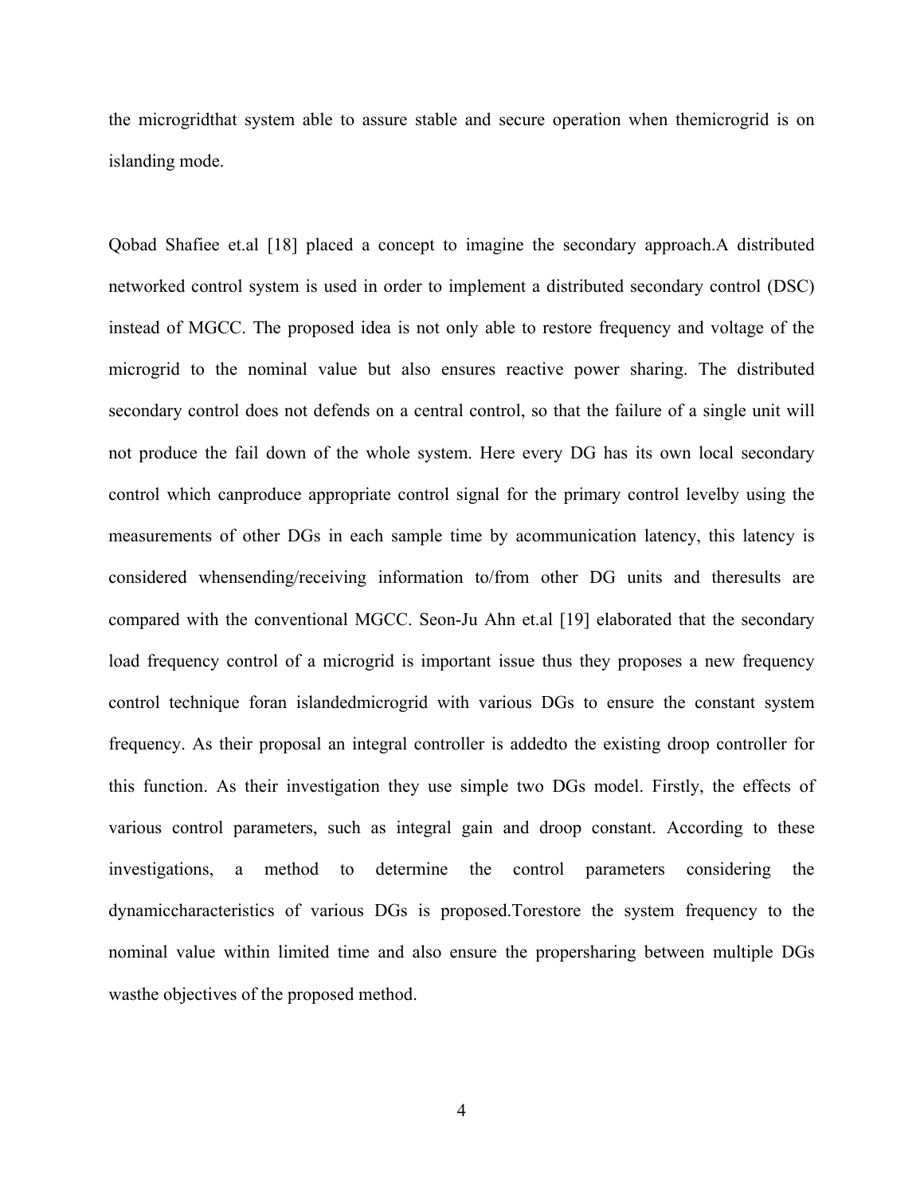the microgridthat system able to assure stable and secure operation when themicrogrid is on islanding mode.

Qobad Shafiee et.al [18] placed a concept to imagine the secondary approach.A distributed networked control system is used in order to implement a distributed secondary control (DSC) instead of MGCC. The proposed idea is not only able to restore frequency and voltage of the microgrid to the nominal value but also ensures reactive power sharing. The distributed secondary control does not defends on a central control, so that the failure of a single unit will not produce the fail down of the whole system. Here every DG has its own local secondary control which canproduce appropriate control signal for the primary control levelby using the measurements of other DGs in each sample time by acommunication latency, this latency is considered whensending/receiving information to/from other DG units and theresults are compared with the conventional MGCC. Seon-Ju Ahn et.al [19] elaborated that the secondary load frequency control of a microgrid is important issue thus they proposes a new frequency control technique foran islandedmicrogrid with various DGs to ensure the constant system frequency. As their proposal an integral controller is addedto the existing droop controller for this function. As their investigation they use simple two DGs model. Firstly, the effects of various control parameters, such as integral gain and droop constant. According to these investigations, a method to determine the control parameters considering the dynamiccharacteristics of various DGs is proposed.Torestore the system frequency to the nominal value within limited time and also ensure the propersharing between multiple DGs wasthe objectives of the proposed method.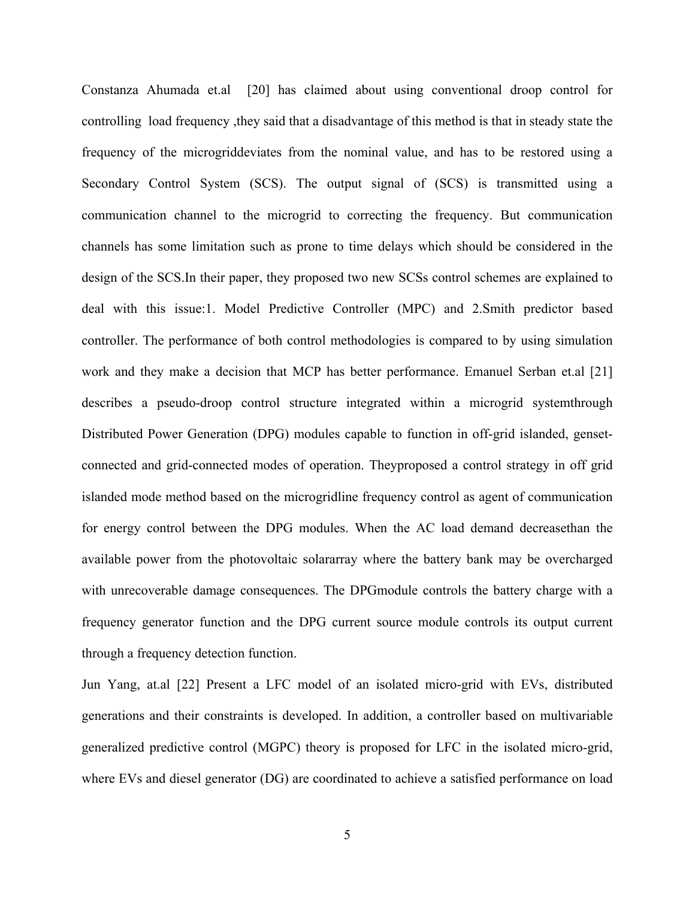Constanza Ahumada et.al [20] has claimed about using conventional droop control for controlling load frequency ,they said that a disadvantage of this method is that in steady state the frequency of the microgriddeviates from the nominal value, and has to be restored using a Secondary Control System (SCS). The output signal of (SCS) is transmitted using a communication channel to the microgrid to correcting the frequency. But communication channels has some limitation such as prone to time delays which should be considered in the design of the SCS.In their paper, they proposed two new SCSs control schemes are explained to deal with this issue:1. Model Predictive Controller (MPC) and 2.Smith predictor based controller. The performance of both control methodologies is compared to by using simulation work and they make a decision that MCP has better performance. Emanuel Serban et.al [21] describes a pseudo-droop control structure integrated within a microgrid systemthrough Distributed Power Generation (DPG) modules capable to function in off-grid islanded, genset-connected and grid-connected modes of operation. Theyproposed a control strategy in off grid islanded mode method based on the microgridline frequency control as agent of communication for energy control between the DPG modules. When the AC load demand decreasethan the available power from the photovoltaic solararray where the battery bank may be overcharged with unrecoverable damage consequences. The DPGmodule controls the battery charge with a frequency generator function and the DPG current source module controls its output current through a frequency detection function.

Jun Yang, at.al [22] Present a LFC model of an isolated micro-grid with EVs, distributed generations and their constraints is developed. In addition, a controller based on multivariable generalized predictive control (MGPC) theory is proposed for LFC in the isolated micro-grid, where EVs and diesel generator (DG) are coordinated to achieve a satisfied performance on load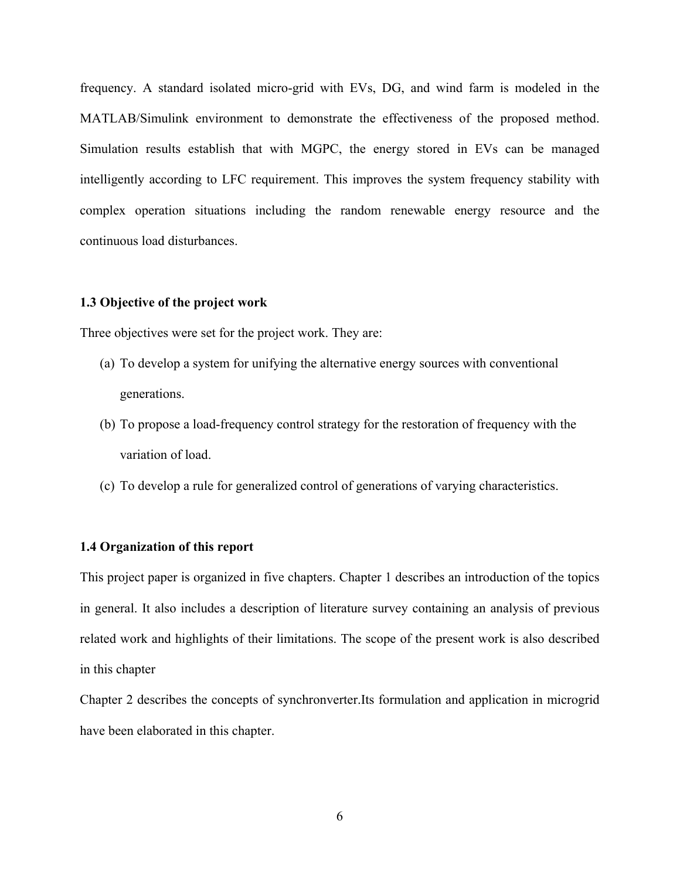frequency. A standard isolated micro-grid with EVs, DG, and wind farm is modeled in the MATLAB/Simulink environment to demonstrate the effectiveness of the proposed method. Simulation results establish that with MGPC, the energy stored in EVs can be managed intelligently according to LFC requirement. This improves the system frequency stability with complex operation situations including the random renewable energy resource and the continuous load disturbances.

### 1.3 Objective of the project work

Three objectives were set for the project work. They are:

(a) To develop a system for unifying the alternative energy sources with conventional generations.

(b) To propose a load-frequency control strategy for the restoration of frequency with the variation of load.

(c) To develop a rule for generalized control of generations of varying characteristics.

### 1.4 Organization of this report

This project paper is organized in five chapters. Chapter 1 describes an introduction of the topics in general. It also includes a description of literature survey containing an analysis of previous related work and highlights of their limitations. The scope of the present work is also described in this chapter

Chapter 2 describes the concepts of synchronverter.Its formulation and application in microgrid have been elaborated in this chapter.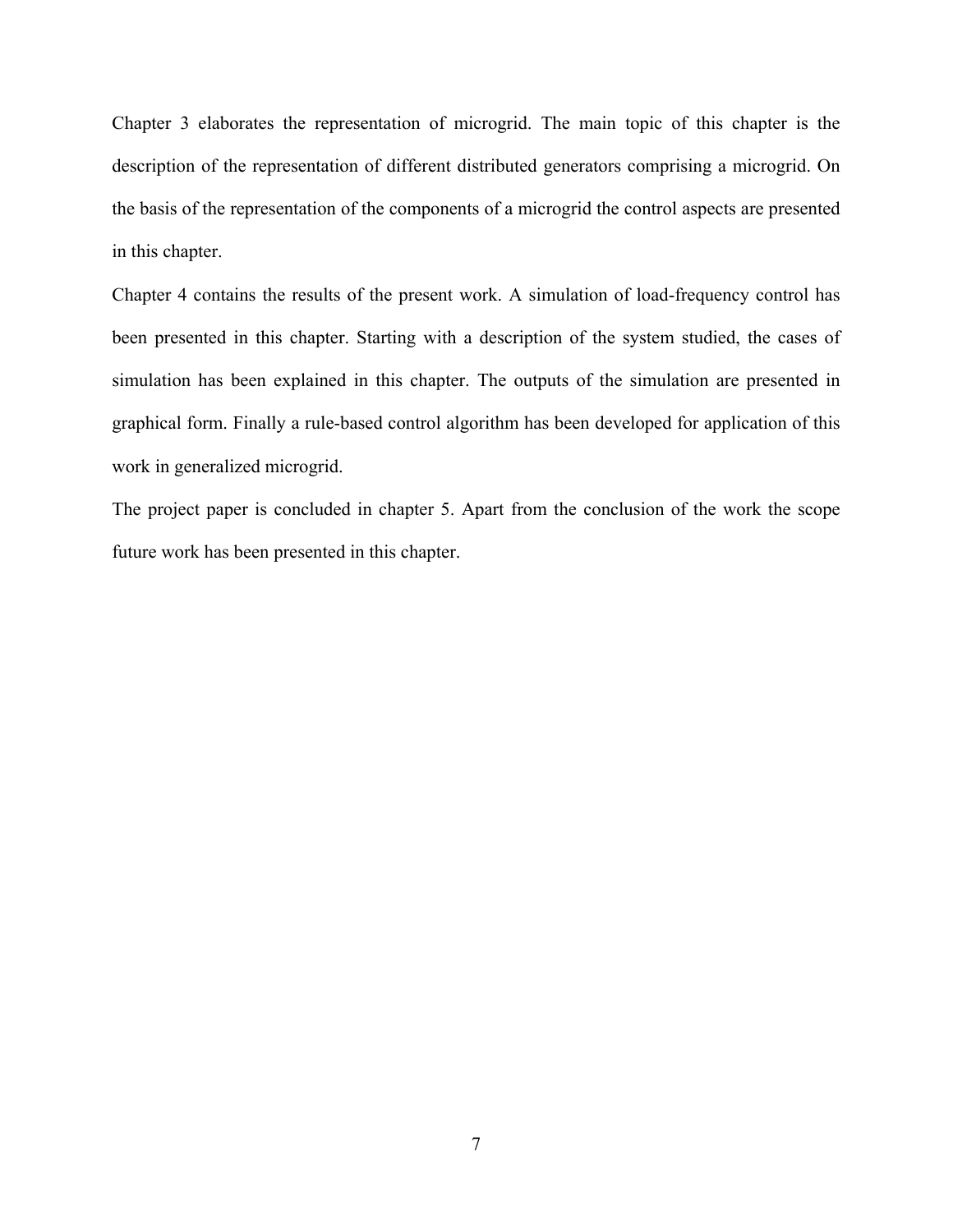Chapter 3 elaborates the representation of microgrid. The main topic of this chapter is the description of the representation of different distributed generators comprising a microgrid. On the basis of the representation of the components of a microgrid the control aspects are presented in this chapter.

Chapter 4 contains the results of the present work. A simulation of load-frequency control has been presented in this chapter. Starting with a description of the system studied, the cases of simulation has been explained in this chapter. The outputs of the simulation are presented in graphical form. Finally a rule-based control algorithm has been developed for application of this work in generalized microgrid.

The project paper is concluded in chapter 5. Apart from the conclusion of the work the scope future work has been presented in this chapter.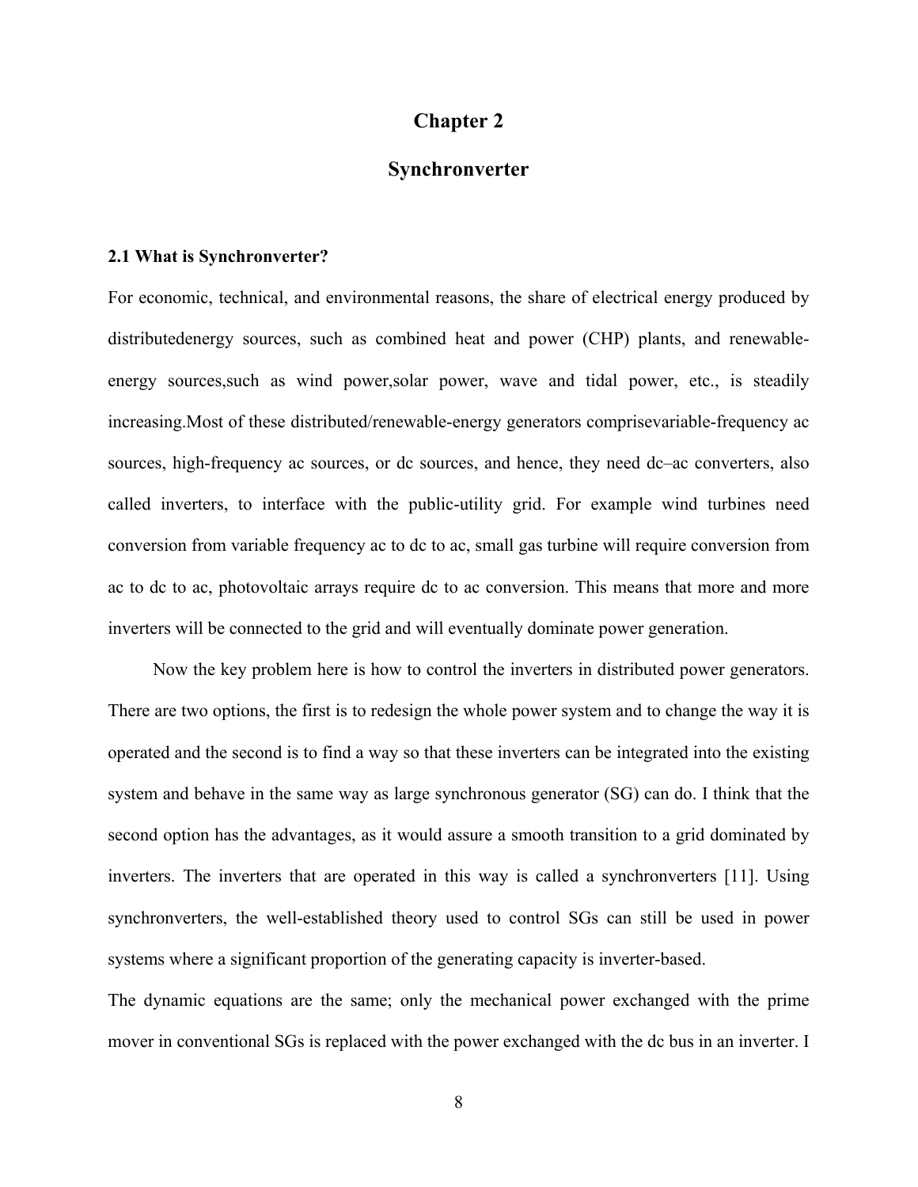# Chapter 2

# Synchronverter

### 2.1 What is Synchronverter?

For economic, technical, and environmental reasons, the share of electrical energy produced by distributedenergy sources, such as combined heat and power (CHP) plants, and renewable-energy sources,such as wind power,solar power, wave and tidal power, etc., is steadily increasing.Most of these distributed/renewable-energy generators comprisevariable-frequency ac sources, high-frequency ac sources, or dc sources, and hence, they need dc–ac converters, also called inverters, to interface with the public-utility grid. For example wind turbines need conversion from variable frequency ac to dc to ac, small gas turbine will require conversion from ac to dc to ac, photovoltaic arrays require dc to ac conversion. This means that more and more inverters will be connected to the grid and will eventually dominate power generation.

Now the key problem here is how to control the inverters in distributed power generators. There are two options, the first is to redesign the whole power system and to change the way it is operated and the second is to find a way so that these inverters can be integrated into the existing system and behave in the same way as large synchronous generator (SG) can do. I think that the second option has the advantages, as it would assure a smooth transition to a grid dominated by inverters. The inverters that are operated in this way is called a synchronverters [11]. Using synchronverters, the well-established theory used to control SGs can still be used in power systems where a significant proportion of the generating capacity is inverter-based.

The dynamic equations are the same; only the mechanical power exchanged with the prime mover in conventional SGs is replaced with the power exchanged with the dc bus in an inverter. I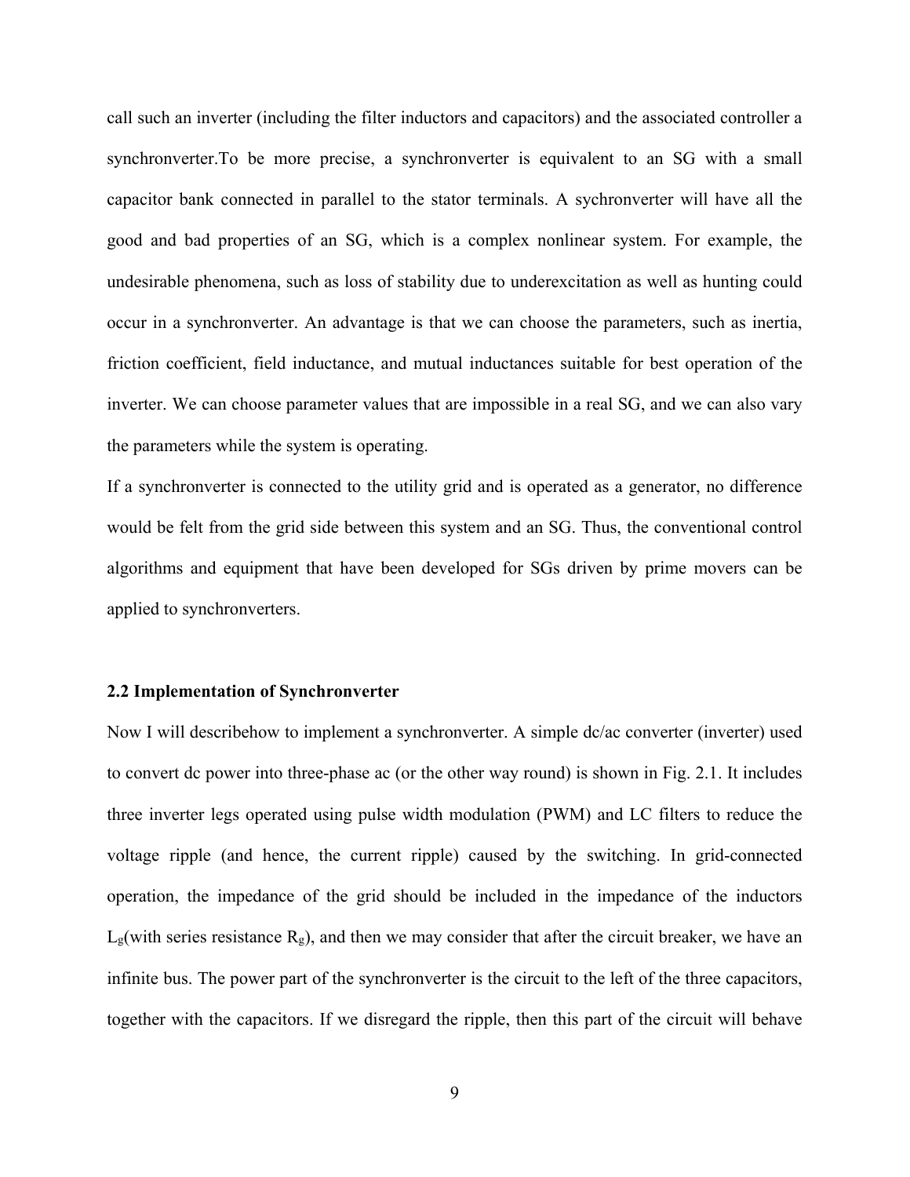call such an inverter (including the filter inductors and capacitors) and the associated controller a synchronverter.To be more precise, a synchronverter is equivalent to an SG with a small capacitor bank connected in parallel to the stator terminals. A sychronverter will have all the good and bad properties of an SG, which is a complex nonlinear system. For example, the undesirable phenomena, such as loss of stability due to underexcitation as well as hunting could occur in a synchronverter. An advantage is that we can choose the parameters, such as inertia, friction coefficient, field inductance, and mutual inductances suitable for best operation of the inverter. We can choose parameter values that are impossible in a real SG, and we can also vary the parameters while the system is operating.

If a synchronverter is connected to the utility grid and is operated as a generator, no difference would be felt from the grid side between this system and an SG. Thus, the conventional control algorithms and equipment that have been developed for SGs driven by prime movers can be applied to synchronverters.

### 2.2 Implementation of Synchronverter

Now I will describehow to implement a synchronverter. A simple dc/ac converter (inverter) used to convert dc power into three-phase ac (or the other way round) is shown in Fig. 2.1. It includes three inverter legs operated using pulse width modulation (PWM) and LC filters to reduce the voltage ripple (and hence, the current ripple) caused by the switching. In grid-connected operation, the impedance of the grid should be included in the impedance of the inductors $L_g$(with series resistance $R_g$), and then we may consider that after the circuit breaker, we have an infinite bus. The power part of the synchronverter is the circuit to the left of the three capacitors, together with the capacitors. If we disregard the ripple, then this part of the circuit will behave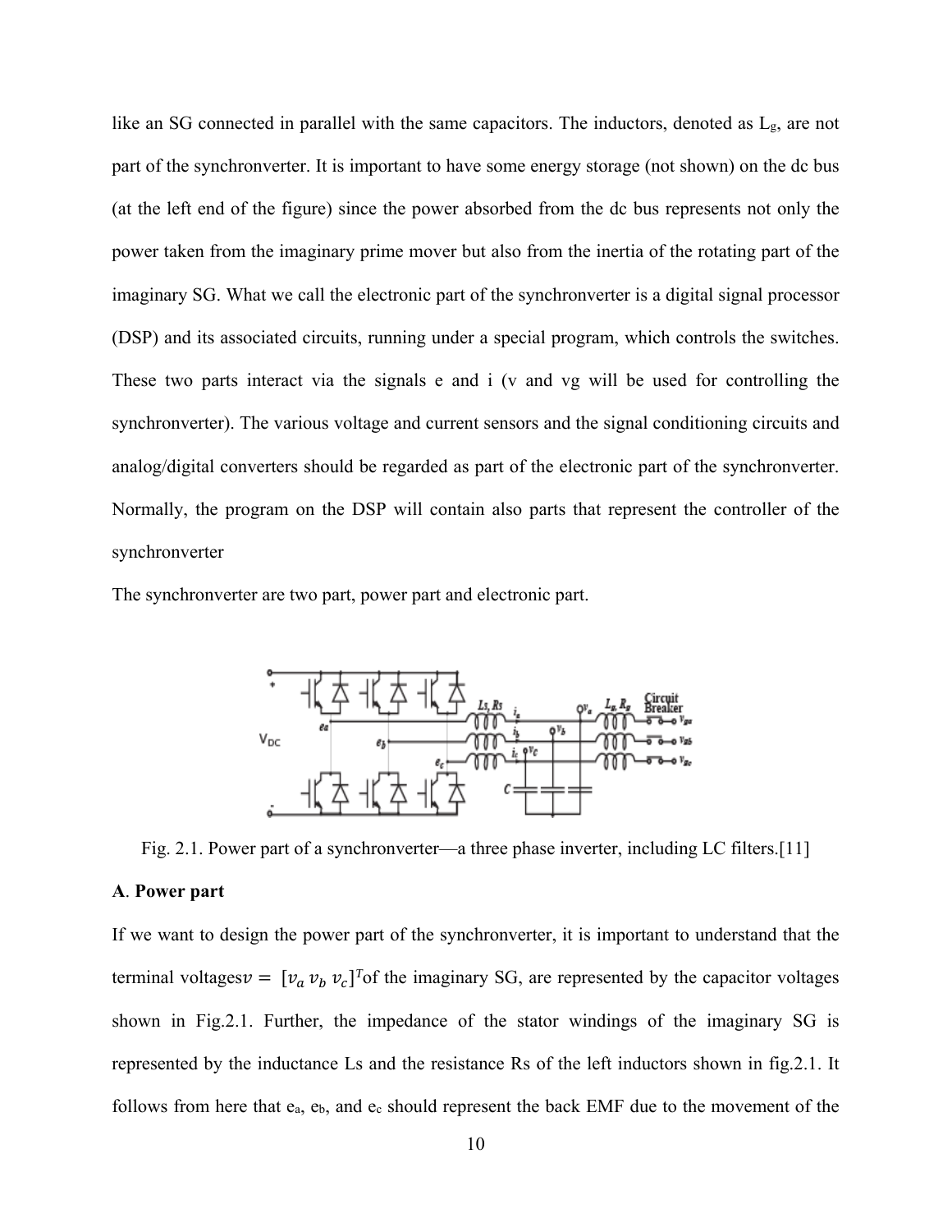like an SG connected in parallel with the same capacitors. The inductors, denoted as $L_g$, are not part of the synchronverter. It is important to have some energy storage (not shown) on the dc bus (at the left end of the figure) since the power absorbed from the dc bus represents not only the power taken from the imaginary prime mover but also from the inertia of the rotating part of the imaginary SG. What we call the electronic part of the synchronverter is a digital signal processor (DSP) and its associated circuits, running under a special program, which controls the switches. These two parts interact via the signals e and i (v and vg will be used for controlling the synchronverter). The various voltage and current sensors and the signal conditioning circuits and analog/digital converters should be regarded as part of the electronic part of the synchronverter. Normally, the program on the DSP will contain also parts that represent the controller of the synchronverter

The synchronverter are two part, power part and electronic part.

Fig. 2.1. Power part of a synchronverter—a three phase inverter, including LC filters.[11]

**A**. **Power part**

If we want to design the power part of the synchronverter, it is important to understand that the terminal voltages$v = [v_a\ v_b\ v_c]^T$of the imaginary SG, are represented by the capacitor voltages shown in Fig.2.1. Further, the impedance of the stator windings of the imaginary SG is represented by the inductance Ls and the resistance Rs of the left inductors shown in fig.2.1. It follows from here that $e_a$, $e_b$, and $e_c$ should represent the back EMF due to the movement of the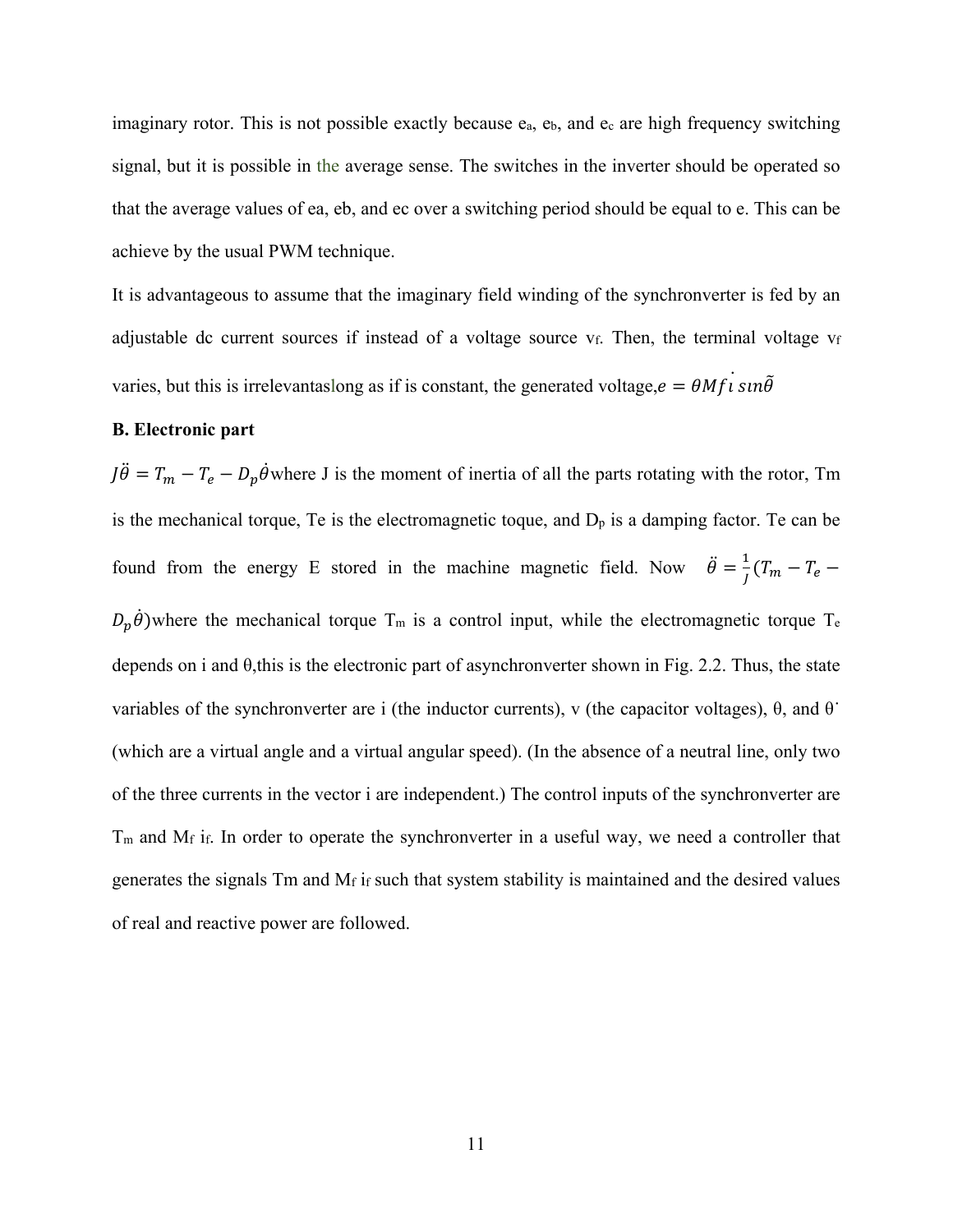imaginary rotor. This is not possible exactly because $e_a$, $e_b$, and $e_c$ are high frequency switching signal, but it is possible in the average sense. The switches in the inverter should be operated so that the average values of ea, eb, and ec over a switching period should be equal to e. This can be achieve by the usual PWM technique.

It is advantageous to assume that the imaginary field winding of the synchronverter is fed by an adjustable dc current sources if instead of a voltage source $v_f$. Then, the terminal voltage $v_f$ varies, but this is irrelevantaslong as if is constant, the generated voltage,$e = \dot{\theta} M f i \, \widetilde{\sin\theta}$

**B. Electronic part**

$J\ddot{\theta} = T_m - T_e - D_p\dot{\theta}$where J is the moment of inertia of all the parts rotating with the rotor, Tm is the mechanical torque, Te is the electromagnetic toque, and $D_p$ is a damping factor. Te can be found from the energy E stored in the machine magnetic field. Now $\ddot{\theta} = \frac{1}{J}(T_m - T_e - D_p\dot{\theta})$where the mechanical torque $T_m$ is a control input, while the electromagnetic torque $T_e$ depends on i and θ,this is the electronic part of asynchronverter shown in Fig. 2.2. Thus, the state variables of the synchronverter are i (the inductor currents), v (the capacitor voltages), θ, and $\dot{\theta}$ (which are a virtual angle and a virtual angular speed). (In the absence of a neutral line, only two of the three currents in the vector i are independent.) The control inputs of the synchronverter are $T_m$ and $M_f$ $i_f$. In order to operate the synchronverter in a useful way, we need a controller that generates the signals Tm and $M_f$ $i_f$ such that system stability is maintained and the desired values of real and reactive power are followed.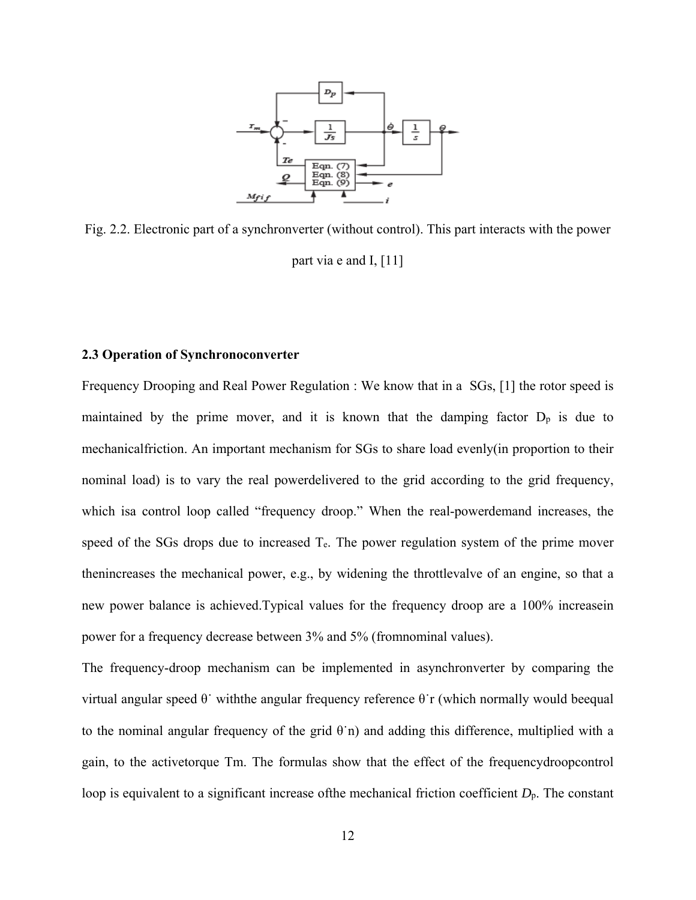Fig. 2.2. Electronic part of a synchronverter (without control). This part interacts with the power part via e and I, [11]

**2.3 Operation of Synchronoconverter**

Frequency Drooping and Real Power Regulation : We know that in a SGs, [1] the rotor speed is maintained by the prime mover, and it is known that the damping factor $D_p$ is due to mechanicalfriction. An important mechanism for SGs to share load evenly(in proportion to their nominal load) is to vary the real powerdelivered to the grid according to the grid frequency, which isa control loop called "frequency droop." When the real-powerdemand increases, the speed of the SGs drops due to increased $T_e$. The power regulation system of the prime mover thenincreases the mechanical power, e.g., by widening the throttlevalve of an engine, so that a new power balance is achieved.Typical values for the frequency droop are a 100% increasein power for a frequency decrease between 3% and 5% (fromnominal values).

The frequency-droop mechanism can be implemented in asynchronverter by comparing the virtual angular speed $\dot{\theta}$ withthe angular frequency reference $\dot{\theta}_r$ (which normally would beequal to the nominal angular frequency of the grid $\dot{\theta}_n$) and adding this difference, multiplied with a gain, to the activetorque Tm. The formulas show that the effect of the frequencydroopcontrol loop is equivalent to a significant increase ofthe mechanical friction coefficient $D_p$. The constant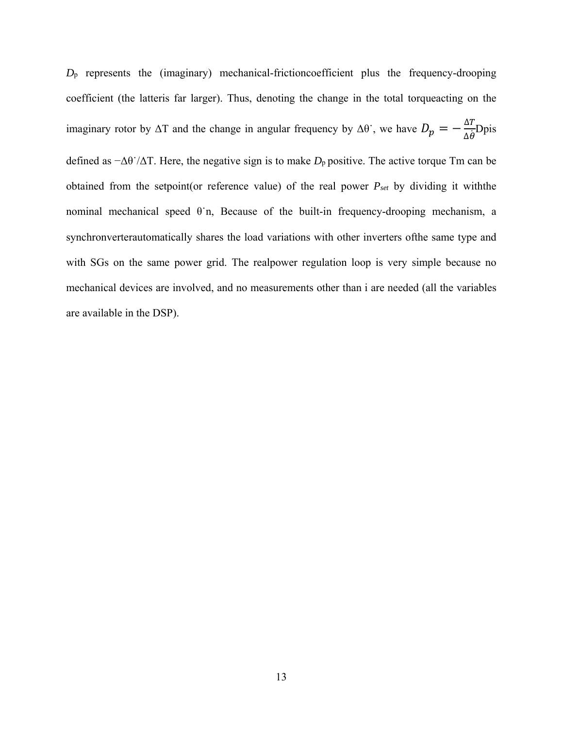$D_p$ represents the (imaginary) mechanical-frictioncoefficient plus the frequency-drooping coefficient (the latteris far larger). Thus, denoting the change in the total torqueacting on the imaginary rotor by ΔT and the change in angular frequency by $\Delta\dot{\theta}$, we have $D_p = -\frac{\Delta T}{\Delta \dot{\theta}}$Dpis defined as $-\Delta\dot{\theta}/\Delta T$. Here, the negative sign is to make $D_p$ positive. The active torque Tm can be obtained from the setpoint(or reference value) of the real power $P_{set}$ by dividing it withthe nominal mechanical speed $\dot{\theta}_n$, Because of the built-in frequency-drooping mechanism, a synchronverterautomatically shares the load variations with other inverters ofthe same type and with SGs on the same power grid. The realpower regulation loop is very simple because no mechanical devices are involved, and no measurements other than i are needed (all the variables are available in the DSP).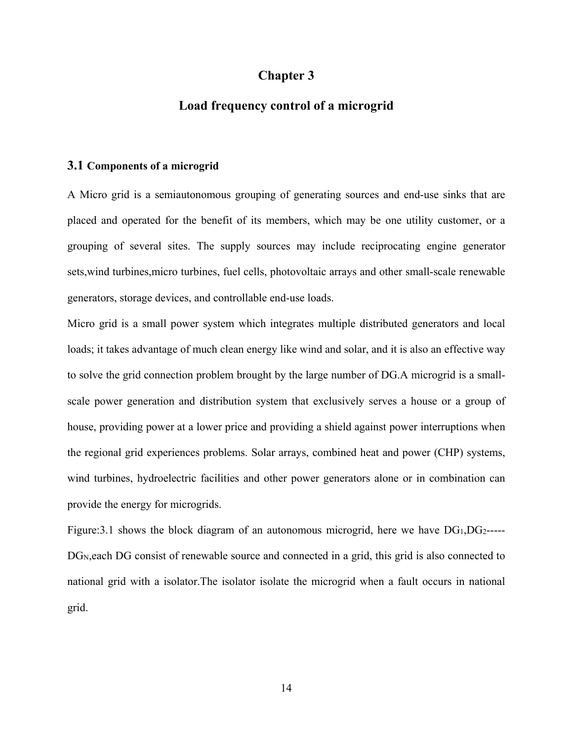# Chapter 3

## Load frequency control of a microgrid

### 3.1 Components of a microgrid

A Micro grid is a semiautonomous grouping of generating sources and end-use sinks that are placed and operated for the benefit of its members, which may be one utility customer, or a grouping of several sites. The supply sources may include reciprocating engine generator sets,wind turbines,micro turbines, fuel cells, photovoltaic arrays and other small-scale renewable generators, storage devices, and controllable end-use loads.

Micro grid is a small power system which integrates multiple distributed generators and local loads; it takes advantage of much clean energy like wind and solar, and it is also an effective way to solve the grid connection problem brought by the large number of DG.A microgrid is a small-scale power generation and distribution system that exclusively serves a house or a group of house, providing power at a lower price and providing a shield against power interruptions when the regional grid experiences problems. Solar arrays, combined heat and power (CHP) systems, wind turbines, hydroelectric facilities and other power generators alone or in combination can provide the energy for microgrids.

Figure:3.1 shows the block diagram of an autonomous microgrid, here we have $DG_1$,$DG_2$-----$DG_N$,each DG consist of renewable source and connected in a grid, this grid is also connected to national grid with a isolator.The isolator isolate the microgrid when a fault occurs in national grid.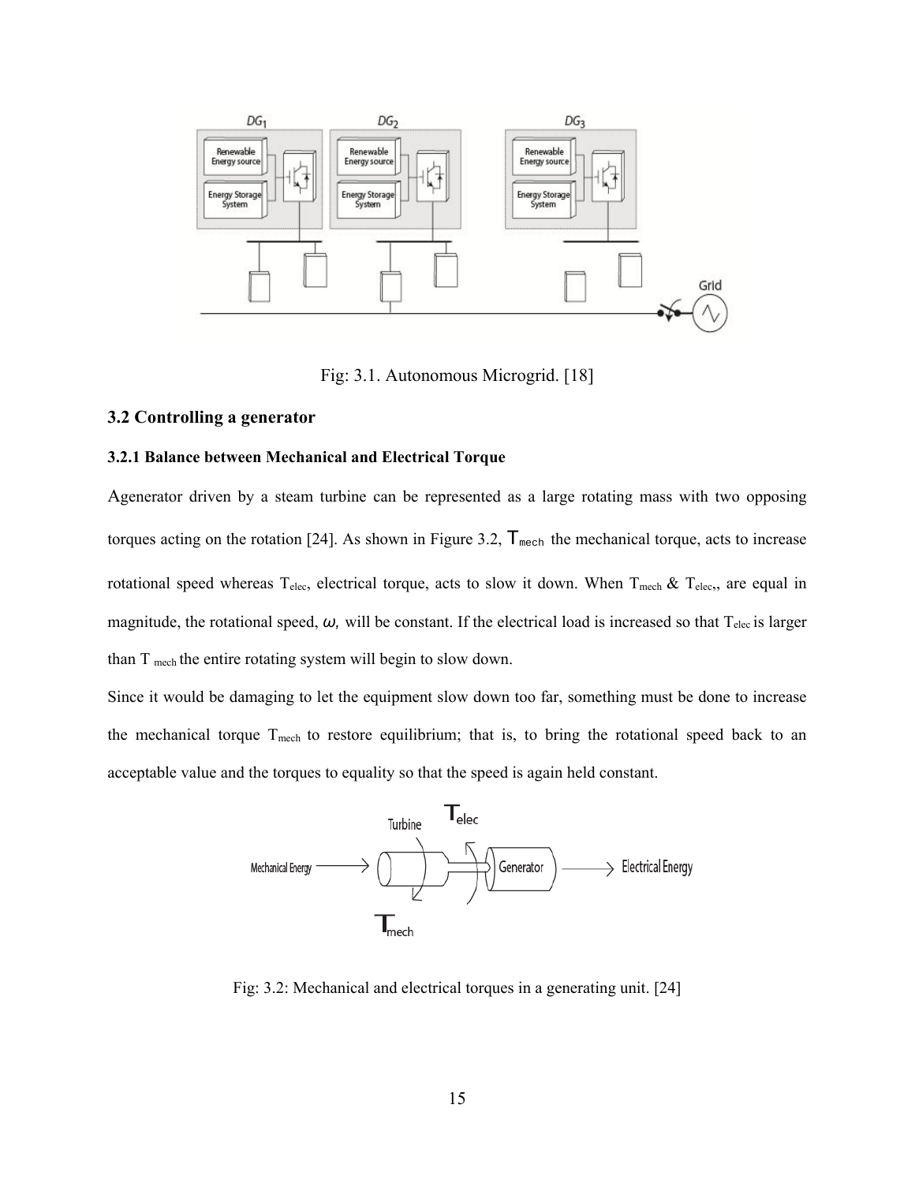Fig: 3.1. Autonomous Microgrid. [18]

### 3.2 Controlling a generator

#### 3.2.1 Balance between Mechanical and Electrical Torque

Agenerator driven by a steam turbine can be represented as a large rotating mass with two opposing torques acting on the rotation [24]. As shown in Figure 3.2, $T_{mech}$ the mechanical torque, acts to increase rotational speed whereas $T_{elec}$, electrical torque, acts to slow it down. When $T_{mech}$ & $T_{elec}$,, are equal in magnitude, the rotational speed, $\omega$, will be constant. If the electrical load is increased so that $T_{elec}$ is larger than $T_{mech}$ the entire rotating system will begin to slow down.

Since it would be damaging to let the equipment slow down too far, something must be done to increase the mechanical torque $T_{mech}$ to restore equilibrium; that is, to bring the rotational speed back to an acceptable value and the torques to equality so that the speed is again held constant.

Fig: 3.2: Mechanical and electrical torques in a generating unit. [24]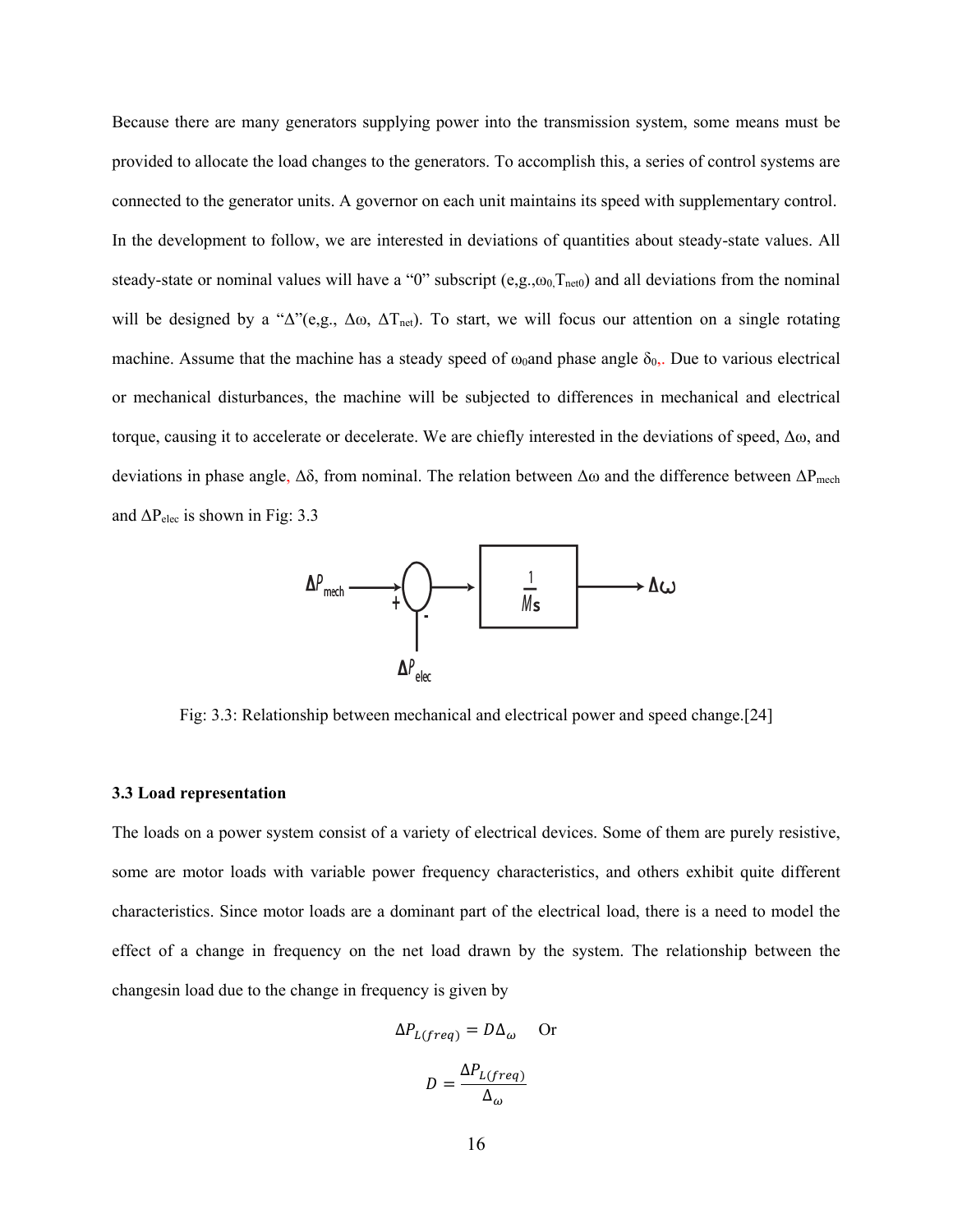Because there are many generators supplying power into the transmission system, some means must be provided to allocate the load changes to the generators. To accomplish this, a series of control systems are connected to the generator units. A governor on each unit maintains its speed with supplementary control. In the development to follow, we are interested in deviations of quantities about steady-state values. All steady-state or nominal values will have a "0" subscript (e,g.,$\omega_0$,$T_{net0}$) and all deviations from the nominal will be designed by a "Δ"(e,g., $\Delta\omega$, $\Delta T_{net}$). To start, we will focus our attention on a single rotating machine. Assume that the machine has a steady speed of $\omega_0$and phase angle $\delta_0$,. Due to various electrical or mechanical disturbances, the machine will be subjected to differences in mechanical and electrical torque, causing it to accelerate or decelerate. We are chiefly interested in the deviations of speed, $\Delta\omega$, and deviations in phase angle, $\Delta\delta$, from nominal. The relation between $\Delta\omega$ and the difference between $\Delta P_{mech}$ and $\Delta P_{elec}$ is shown in Fig: 3.3

$$\Delta P_{mech} \xrightarrow{+} \bigcirc \xrightarrow{} \boxed{\frac{1}{Ms}} \xrightarrow{} \Delta\omega \quad (-\,\Delta P_{elec})$$

Fig: 3.3: Relationship between mechanical and electrical power and speed change.[24]

### 3.3 Load representation

The loads on a power system consist of a variety of electrical devices. Some of them are purely resistive, some are motor loads with variable power frequency characteristics, and others exhibit quite different characteristics. Since motor loads are a dominant part of the electrical load, there is a need to model the effect of a change in frequency on the net load drawn by the system. The relationship between the changesin load due to the change in frequency is given by

$$\Delta P_{L(freq)} = D\Delta_{\omega} \quad \text{Or}$$

$$D = \frac{\Delta P_{L(freq)}}{\Delta_{\omega}}$$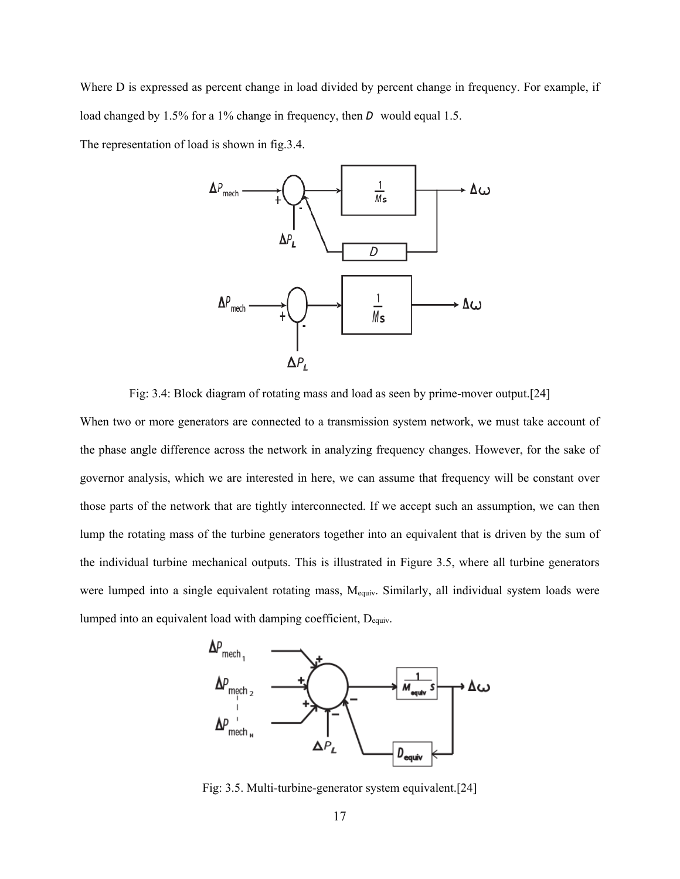Where D is expressed as percent change in load divided by percent change in frequency. For example, if load changed by 1.5% for a 1% change in frequency, then $D$ would equal 1.5.

The representation of load is shown in fig.3.4.

Fig: 3.4: Block diagram of rotating mass and load as seen by prime-mover output.[24]

When two or more generators are connected to a transmission system network, we must take account of the phase angle difference across the network in analyzing frequency changes. However, for the sake of governor analysis, which we are interested in here, we can assume that frequency will be constant over those parts of the network that are tightly interconnected. If we accept such an assumption, we can then lump the rotating mass of the turbine generators together into an equivalent that is driven by the sum of the individual turbine mechanical outputs. This is illustrated in Figure 3.5, where all turbine generators were lumped into a single equivalent rotating mass, $M_{equiv}$. Similarly, all individual system loads were lumped into an equivalent load with damping coefficient, $D_{equiv}$.

Fig: 3.5. Multi-turbine-generator system equivalent.[24]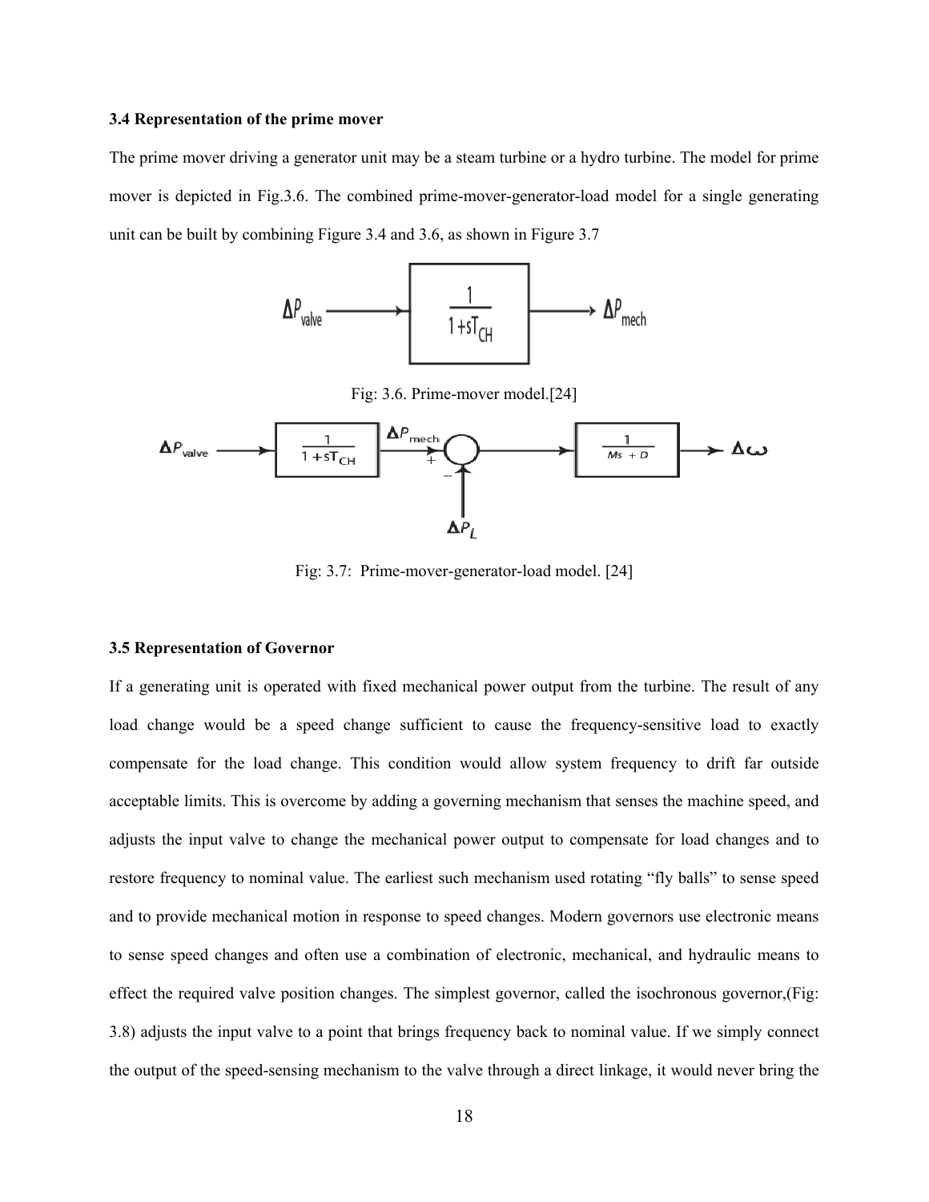### 3.4 Representation of the prime mover

The prime mover driving a generator unit may be a steam turbine or a hydro turbine. The model for prime mover is depicted in Fig.3.6. The combined prime-mover-generator-load model for a single generating unit can be built by combining Figure 3.4 and 3.6, as shown in Figure 3.7

Fig: 3.6. Prime-mover model.[24]

Fig: 3.7: Prime-mover-generator-load model. [24]

### 3.5 Representation of Governor

If a generating unit is operated with fixed mechanical power output from the turbine. The result of any load change would be a speed change sufficient to cause the frequency-sensitive load to exactly compensate for the load change. This condition would allow system frequency to drift far outside acceptable limits. This is overcome by adding a governing mechanism that senses the machine speed, and adjusts the input valve to change the mechanical power output to compensate for load changes and to restore frequency to nominal value. The earliest such mechanism used rotating "fly balls" to sense speed and to provide mechanical motion in response to speed changes. Modern governors use electronic means to sense speed changes and often use a combination of electronic, mechanical, and hydraulic means to effect the required valve position changes. The simplest governor, called the isochronous governor,(Fig: 3.8) adjusts the input valve to a point that brings frequency back to nominal value. If we simply connect the output of the speed-sensing mechanism to the valve through a direct linkage, it would never bring the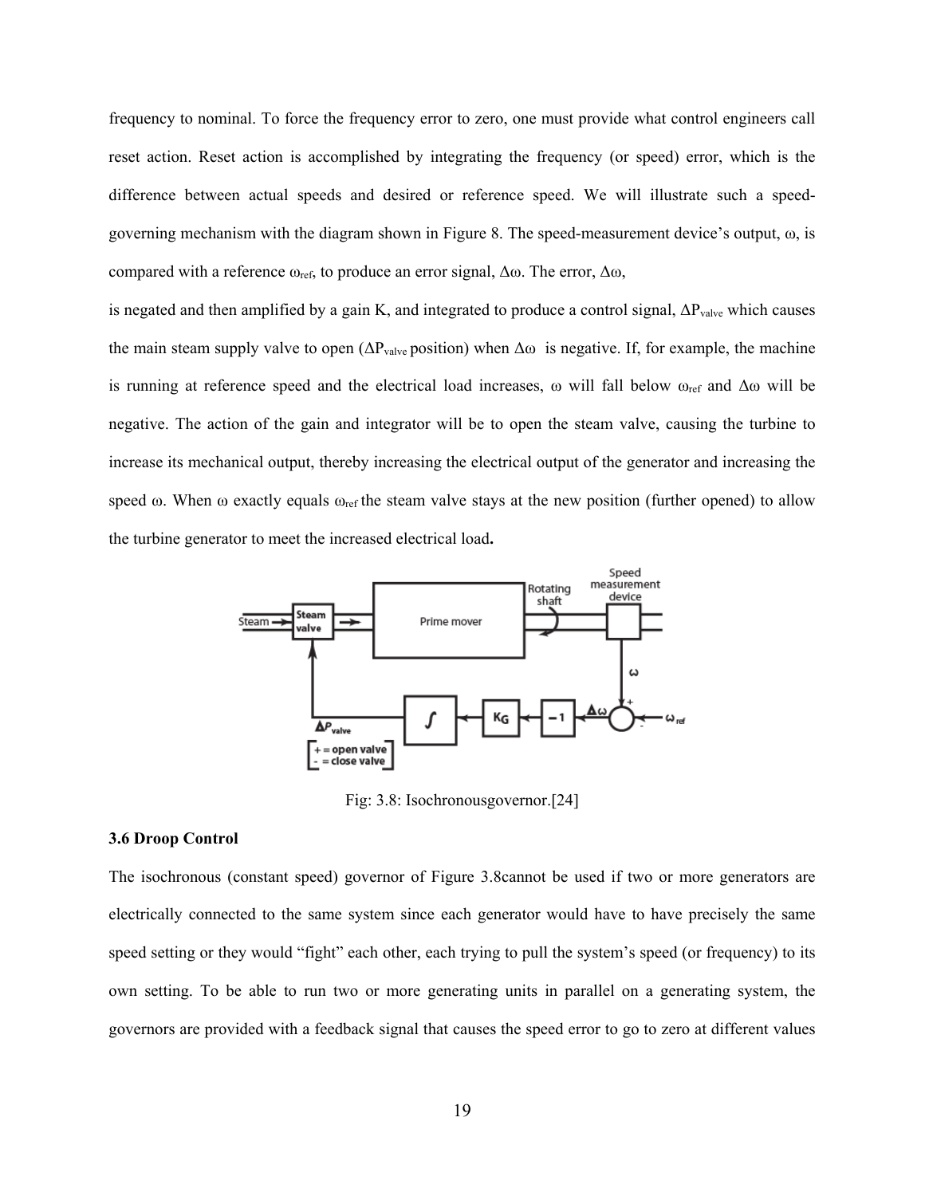frequency to nominal. To force the frequency error to zero, one must provide what control engineers call reset action. Reset action is accomplished by integrating the frequency (or speed) error, which is the difference between actual speeds and desired or reference speed. We will illustrate such a speed-governing mechanism with the diagram shown in Figure 8. The speed-measurement device's output, $\omega$, is compared with a reference $\omega_{ref}$, to produce an error signal, $\Delta\omega$. The error, $\Delta\omega$,

is negated and then amplified by a gain K, and integrated to produce a control signal, $\Delta P_{valve}$ which causes the main steam supply valve to open ($\Delta P_{valve}$ position) when $\Delta\omega$ is negative. If, for example, the machine is running at reference speed and the electrical load increases, $\omega$ will fall below $\omega_{ref}$ and $\Delta\omega$ will be negative. The action of the gain and integrator will be to open the steam valve, causing the turbine to increase its mechanical output, thereby increasing the electrical output of the generator and increasing the speed $\omega$. When $\omega$ exactly equals $\omega_{ref}$ the steam valve stays at the new position (further opened) to allow the turbine generator to meet the increased electrical load**.**

Fig: 3.8: Isochronousgovernor.[24]

### 3.6 Droop Control

The isochronous (constant speed) governor of Figure 3.8cannot be used if two or more generators are electrically connected to the same system since each generator would have to have precisely the same speed setting or they would "fight" each other, each trying to pull the system's speed (or frequency) to its own setting. To be able to run two or more generating units in parallel on a generating system, the governors are provided with a feedback signal that causes the speed error to go to zero at different values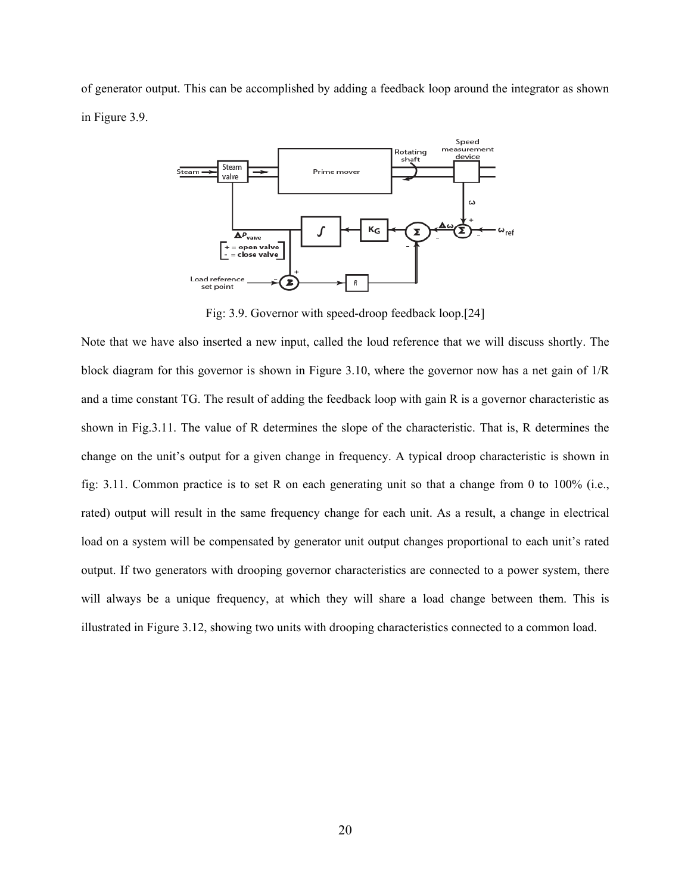of generator output. This can be accomplished by adding a feedback loop around the integrator as shown in Figure 3.9.

Fig: 3.9. Governor with speed-droop feedback loop.[24]

Note that we have also inserted a new input, called the loud reference that we will discuss shortly. The block diagram for this governor is shown in Figure 3.10, where the governor now has a net gain of 1/R and a time constant TG. The result of adding the feedback loop with gain R is a governor characteristic as shown in Fig.3.11. The value of R determines the slope of the characteristic. That is, R determines the change on the unit's output for a given change in frequency. A typical droop characteristic is shown in fig: 3.11. Common practice is to set R on each generating unit so that a change from 0 to 100% (i.e., rated) output will result in the same frequency change for each unit. As a result, a change in electrical load on a system will be compensated by generator unit output changes proportional to each unit's rated output. If two generators with drooping governor characteristics are connected to a power system, there will always be a unique frequency, at which they will share a load change between them. This is illustrated in Figure 3.12, showing two units with drooping characteristics connected to a common load.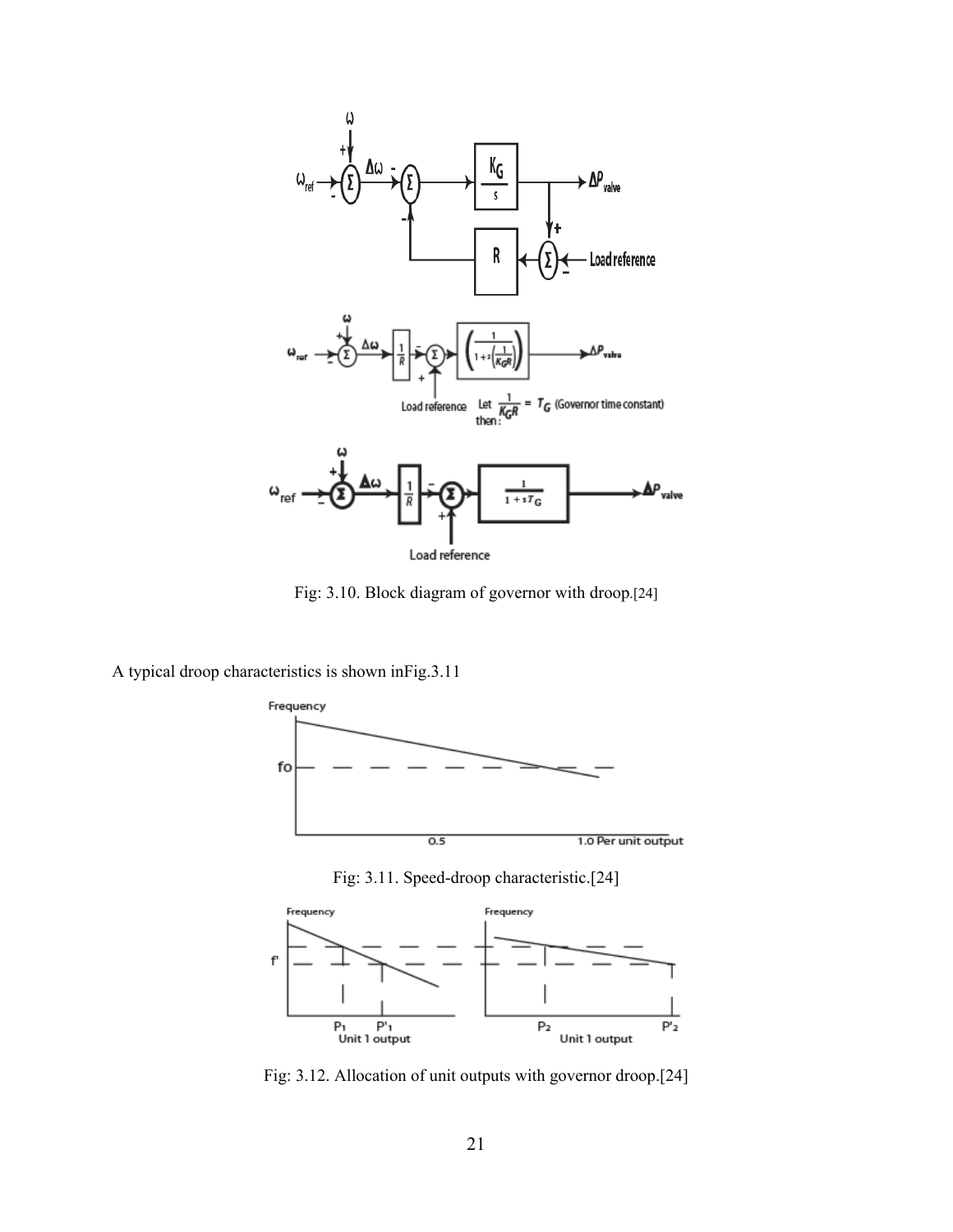Fig: 3.10. Block diagram of governor with droop.[24]

A typical droop characteristics is shown inFig.3.11

Fig: 3.11. Speed-droop characteristic.[24]

Fig: 3.12. Allocation of unit outputs with governor droop.[24]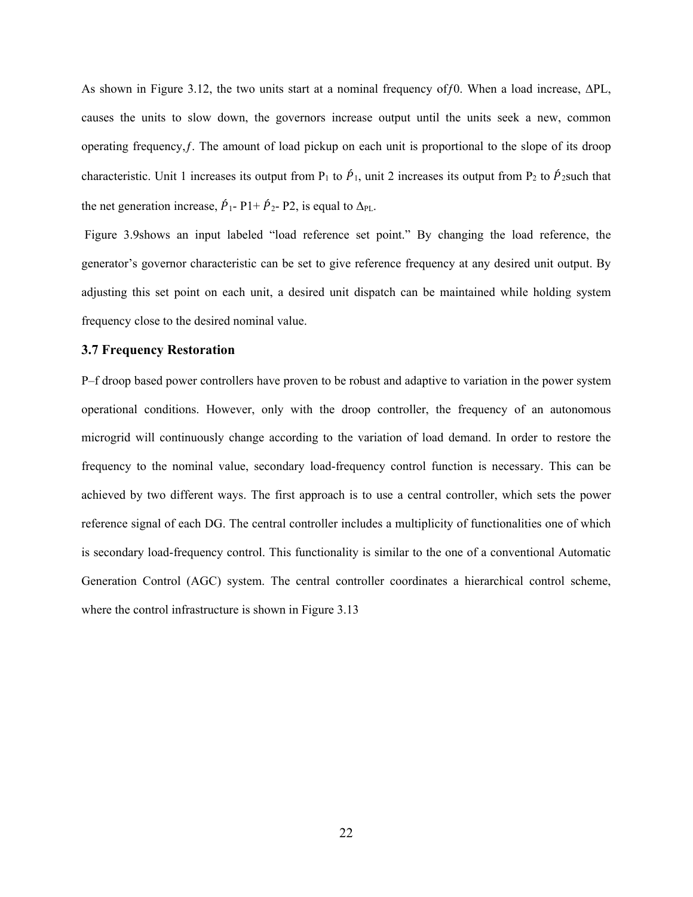As shown in Figure 3.12, the two units start at a nominal frequency of $f0$. When a load increase, ΔPL, causes the units to slow down, the governors increase output until the units seek a new, common operating frequency, $f$. The amount of load pickup on each unit is proportional to the slope of its droop characteristic. Unit 1 increases its output from $P_1$ to $\acute{P}_1$, unit 2 increases its output from $P_2$ to $\acute{P}_2$such that the net generation increase, $\acute{P}_1$- P1+ $\acute{P}_2$- P2, is equal to $\Delta_{PL}$.

Figure 3.9shows an input labeled "load reference set point." By changing the load reference, the generator's governor characteristic can be set to give reference frequency at any desired unit output. By adjusting this set point on each unit, a desired unit dispatch can be maintained while holding system frequency close to the desired nominal value.

### 3.7 Frequency Restoration

P–f droop based power controllers have proven to be robust and adaptive to variation in the power system operational conditions. However, only with the droop controller, the frequency of an autonomous microgrid will continuously change according to the variation of load demand. In order to restore the frequency to the nominal value, secondary load-frequency control function is necessary. This can be achieved by two different ways. The first approach is to use a central controller, which sets the power reference signal of each DG. The central controller includes a multiplicity of functionalities one of which is secondary load-frequency control. This functionality is similar to the one of a conventional Automatic Generation Control (AGC) system. The central controller coordinates a hierarchical control scheme, where the control infrastructure is shown in Figure 3.13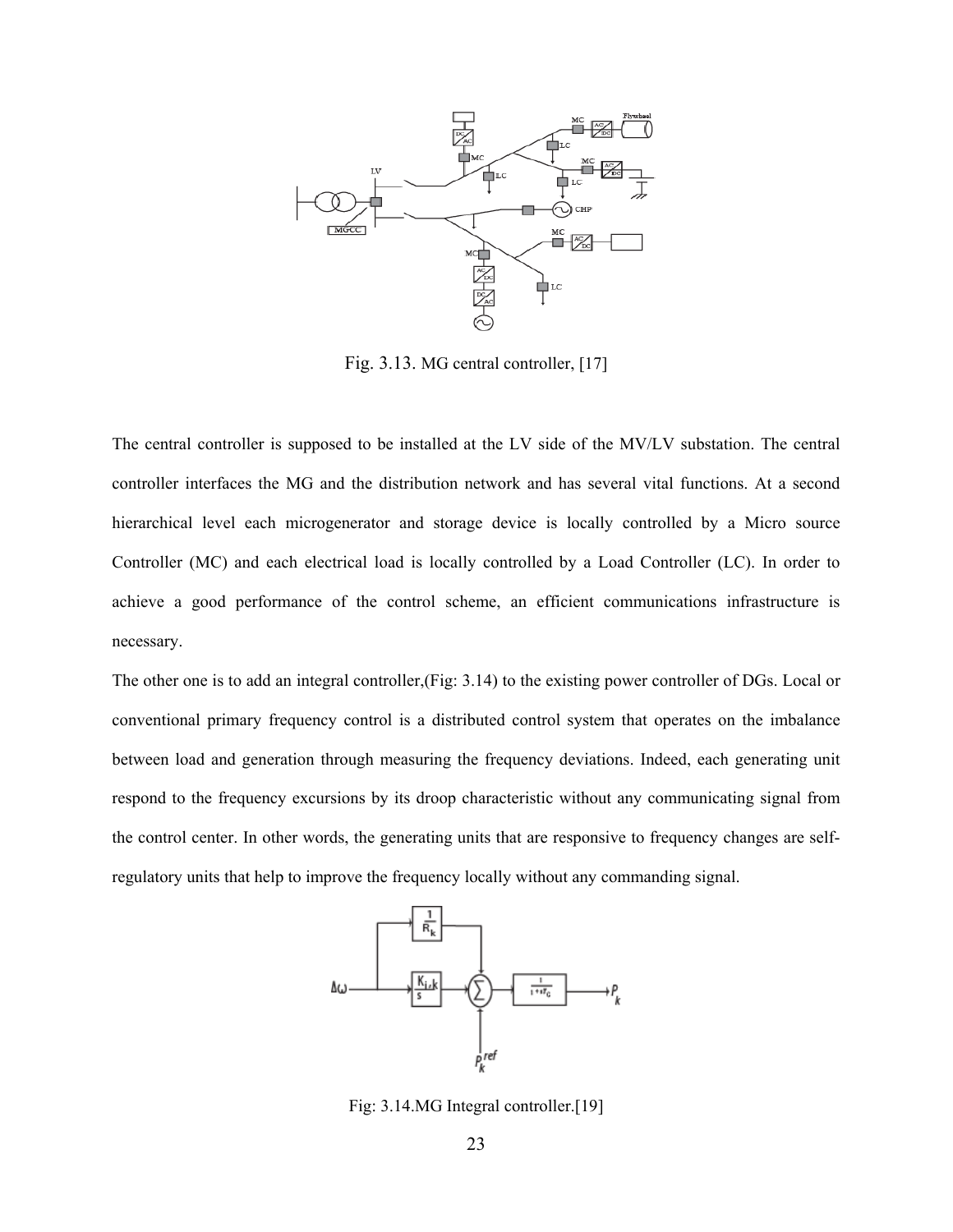Fig. 3.13. MG central controller, [17]

The central controller is supposed to be installed at the LV side of the MV/LV substation. The central controller interfaces the MG and the distribution network and has several vital functions. At a second hierarchical level each microgenerator and storage device is locally controlled by a Micro source Controller (MC) and each electrical load is locally controlled by a Load Controller (LC). In order to achieve a good performance of the control scheme, an efficient communications infrastructure is necessary.

The other one is to add an integral controller,(Fig: 3.14) to the existing power controller of DGs. Local or conventional primary frequency control is a distributed control system that operates on the imbalance between load and generation through measuring the frequency deviations. Indeed, each generating unit respond to the frequency excursions by its droop characteristic without any communicating signal from the control center. In other words, the generating units that are responsive to frequency changes are self-regulatory units that help to improve the frequency locally without any commanding signal.

Fig: 3.14.MG Integral controller.[19]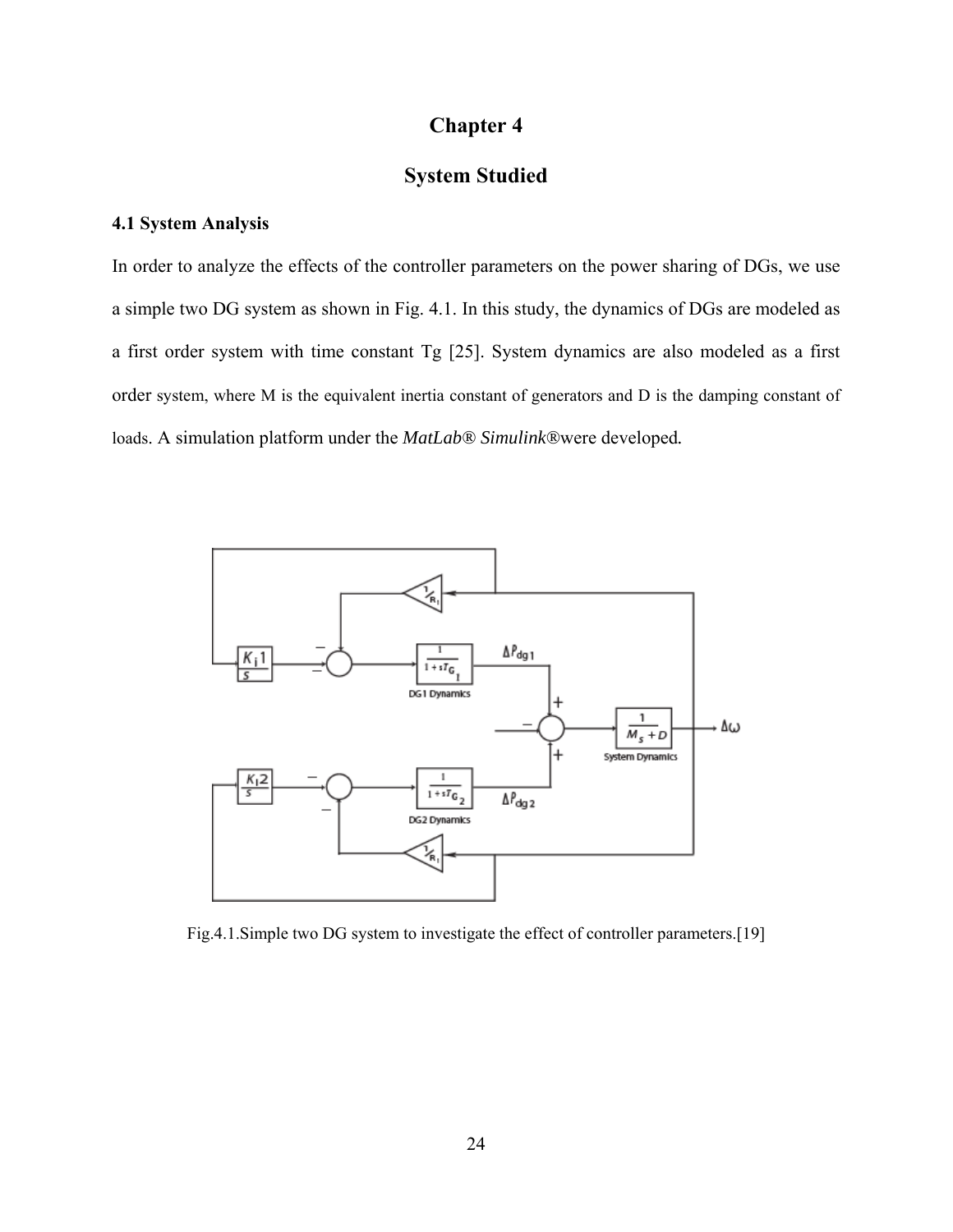# Chapter 4

# System Studied

### 4.1 System Analysis

In order to analyze the effects of the controller parameters on the power sharing of DGs, we use a simple two DG system as shown in Fig. 4.1. In this study, the dynamics of DGs are modeled as a first order system with time constant Tg [25]. System dynamics are also modeled as a first order system, where M is the equivalent inertia constant of generators and D is the damping constant of loads. A simulation platform under the *MatLab® Simulink®*were developed.

Fig.4.1.Simple two DG system to investigate the effect of controller parameters.[19]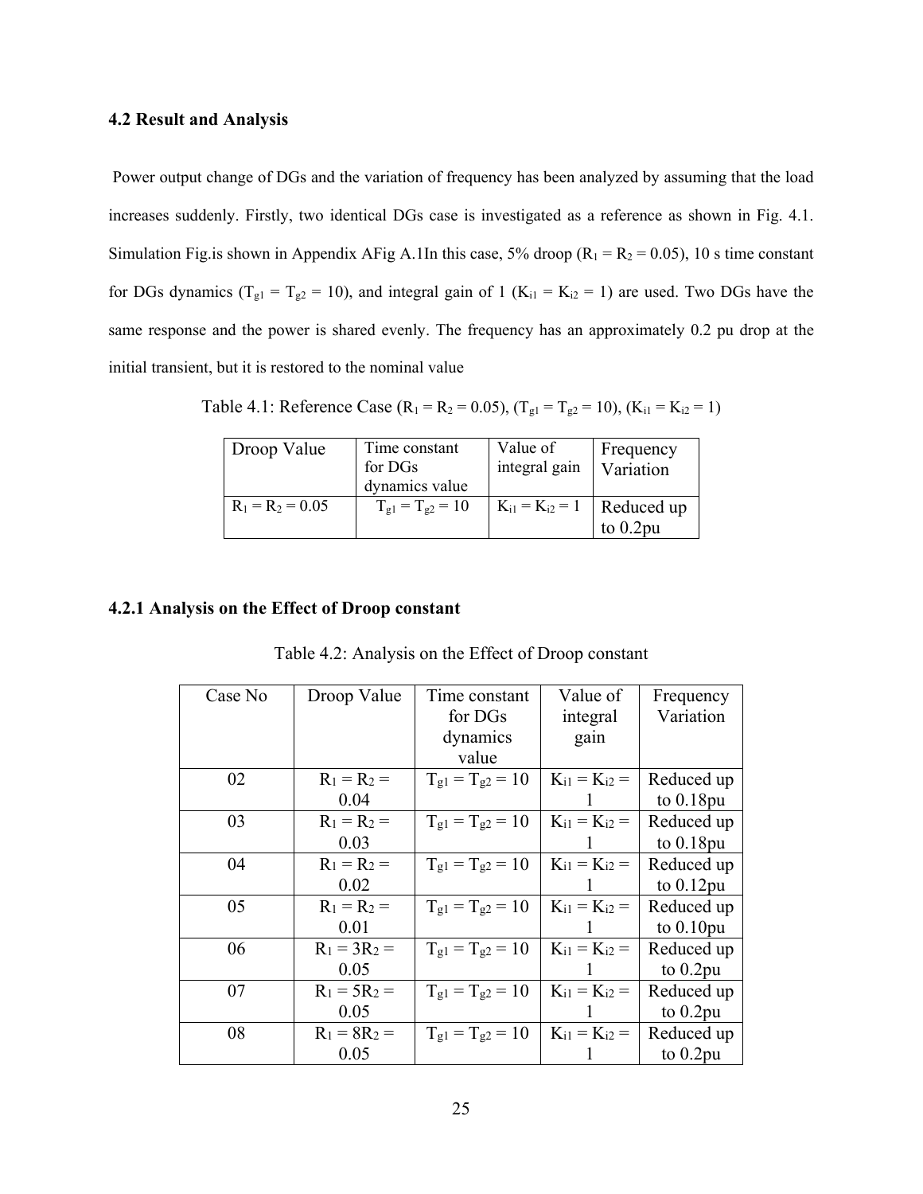### 4.2 Result and Analysis

Power output change of DGs and the variation of frequency has been analyzed by assuming that the load increases suddenly. Firstly, two identical DGs case is investigated as a reference as shown in Fig. 4.1. Simulation Fig.is shown in Appendix AFig A.1In this case, 5% droop ($R_1 = R_2 = 0.05$), 10 s time constant for DGs dynamics ($T_{g1} = T_{g2} = 10$), and integral gain of 1 ($K_{i1} = K_{i2} = 1$) are used. Two DGs have the same response and the power is shared evenly. The frequency has an approximately 0.2 pu drop at the initial transient, but it is restored to the nominal value

Table 4.1: Reference Case ($R_1 = R_2 = 0.05$), ($T_{g1} = T_{g2} = 10$), ($K_{i1} = K_{i2} = 1$)

| Droop Value | Time constant for DGs dynamics value | Value of integral gain | Frequency Variation |
| --- | --- | --- | --- |
| $R_1 = R_2 = 0.05$ | $T_{g1} = T_{g2} = 10$ | $K_{i1} = K_{i2} = 1$ | Reduced up to 0.2pu |

#### 4.2.1 Analysis on the Effect of Droop constant

Table 4.2: Analysis on the Effect of Droop constant

| Case No | Droop Value | Time constant for DGs dynamics value | Value of integral gain | Frequency Variation |
| --- | --- | --- | --- | --- |
| 02 | $R_1 = R_2 = 0.04$ | $T_{g1} = T_{g2} = 10$ | $K_{i1} = K_{i2} = 1$ | Reduced up to 0.18pu |
| 03 | $R_1 = R_2 = 0.03$ | $T_{g1} = T_{g2} = 10$ | $K_{i1} = K_{i2} = 1$ | Reduced up to 0.18pu |
| 04 | $R_1 = R_2 = 0.02$ | $T_{g1} = T_{g2} = 10$ | $K_{i1} = K_{i2} = 1$ | Reduced up to 0.12pu |
| 05 | $R_1 = R_2 = 0.01$ | $T_{g1} = T_{g2} = 10$ | $K_{i1} = K_{i2} = 1$ | Reduced up to 0.10pu |
| 06 | $R_1 = 3R_2 = 0.05$ | $T_{g1} = T_{g2} = 10$ | $K_{i1} = K_{i2} = 1$ | Reduced up to 0.2pu |
| 07 | $R_1 = 5R_2 = 0.05$ | $T_{g1} = T_{g2} = 10$ | $K_{i1} = K_{i2} = 1$ | Reduced up to 0.2pu |
| 08 | $R_1 = 8R_2 = 0.05$ | $T_{g1} = T_{g2} = 10$ | $K_{i1} = K_{i2} = 1$ | Reduced up to 0.2pu |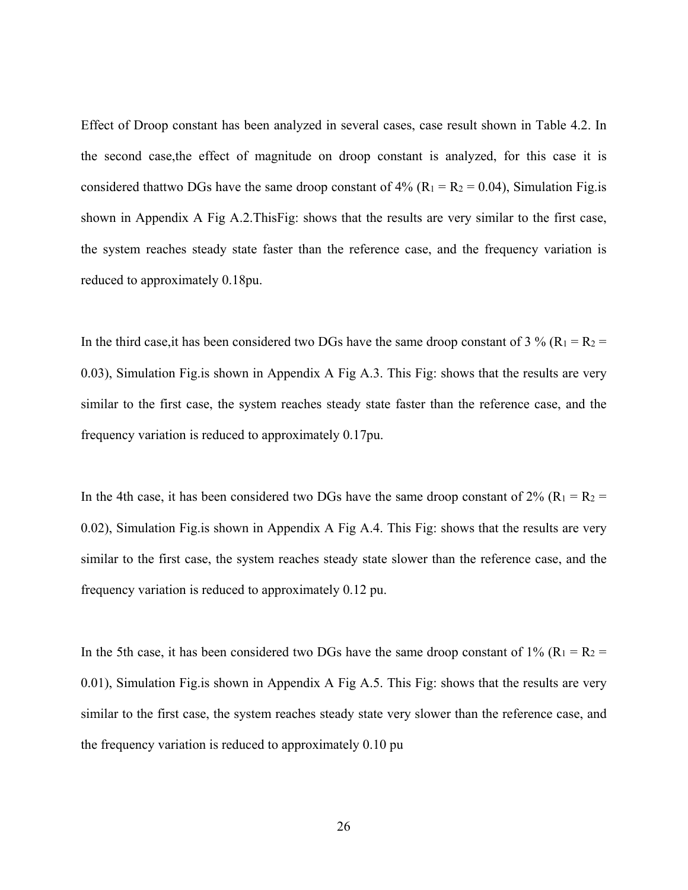Effect of Droop constant has been analyzed in several cases, case result shown in Table 4.2. In the second case,the effect of magnitude on droop constant is analyzed, for this case it is considered thattwo DGs have the same droop constant of 4% ($R_1 = R_2 = 0.04$), Simulation Fig.is shown in Appendix A Fig A.2.ThisFig: shows that the results are very similar to the first case, the system reaches steady state faster than the reference case, and the frequency variation is reduced to approximately 0.18pu.

In the third case,it has been considered two DGs have the same droop constant of 3 % ($R_1 = R_2 = 0.03$), Simulation Fig.is shown in Appendix A Fig A.3. This Fig: shows that the results are very similar to the first case, the system reaches steady state faster than the reference case, and the frequency variation is reduced to approximately 0.17pu.

In the 4th case, it has been considered two DGs have the same droop constant of 2% ($R_1 = R_2 = 0.02$), Simulation Fig.is shown in Appendix A Fig A.4. This Fig: shows that the results are very similar to the first case, the system reaches steady state slower than the reference case, and the frequency variation is reduced to approximately 0.12 pu.

In the 5th case, it has been considered two DGs have the same droop constant of 1% ($R_1 = R_2 = 0.01$), Simulation Fig.is shown in Appendix A Fig A.5. This Fig: shows that the results are very similar to the first case, the system reaches steady state very slower than the reference case, and the frequency variation is reduced to approximately 0.10 pu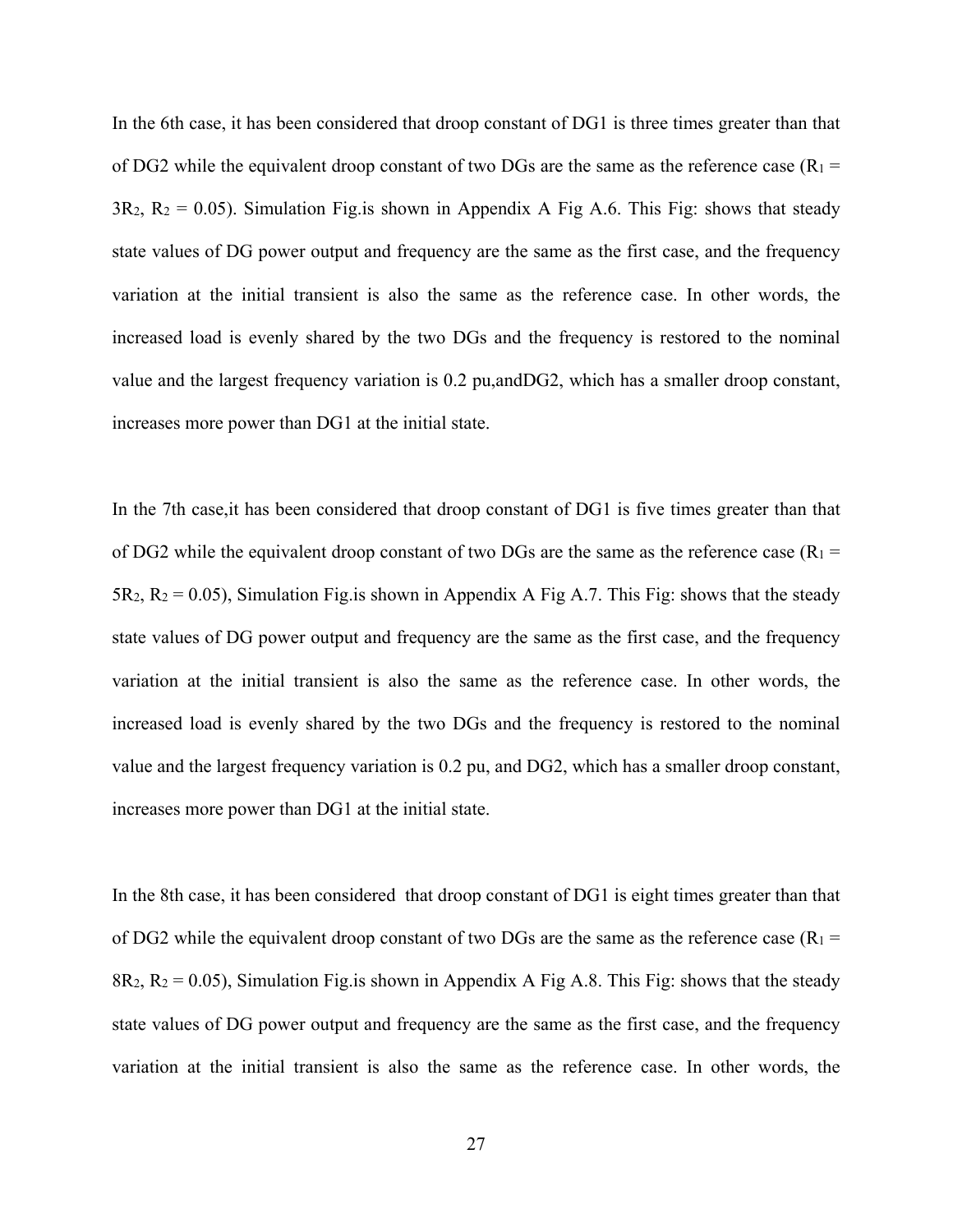In the 6th case, it has been considered that droop constant of DG1 is three times greater than that of DG2 while the equivalent droop constant of two DGs are the same as the reference case ($R_1 = 3R_2$, $R_2 = 0.05$). Simulation Fig.is shown in Appendix A Fig A.6. This Fig: shows that steady state values of DG power output and frequency are the same as the first case, and the frequency variation at the initial transient is also the same as the reference case. In other words, the increased load is evenly shared by the two DGs and the frequency is restored to the nominal value and the largest frequency variation is 0.2 pu,andDG2, which has a smaller droop constant, increases more power than DG1 at the initial state.

In the 7th case,it has been considered that droop constant of DG1 is five times greater than that of DG2 while the equivalent droop constant of two DGs are the same as the reference case ($R_1 = 5R_2$, $R_2 = 0.05$), Simulation Fig.is shown in Appendix A Fig A.7. This Fig: shows that the steady state values of DG power output and frequency are the same as the first case, and the frequency variation at the initial transient is also the same as the reference case. In other words, the increased load is evenly shared by the two DGs and the frequency is restored to the nominal value and the largest frequency variation is 0.2 pu, and DG2, which has a smaller droop constant, increases more power than DG1 at the initial state.

In the 8th case, it has been considered that droop constant of DG1 is eight times greater than that of DG2 while the equivalent droop constant of two DGs are the same as the reference case ($R_1 = 8R_2$, $R_2 = 0.05$), Simulation Fig.is shown in Appendix A Fig A.8. This Fig: shows that the steady state values of DG power output and frequency are the same as the first case, and the frequency variation at the initial transient is also the same as the reference case. In other words, the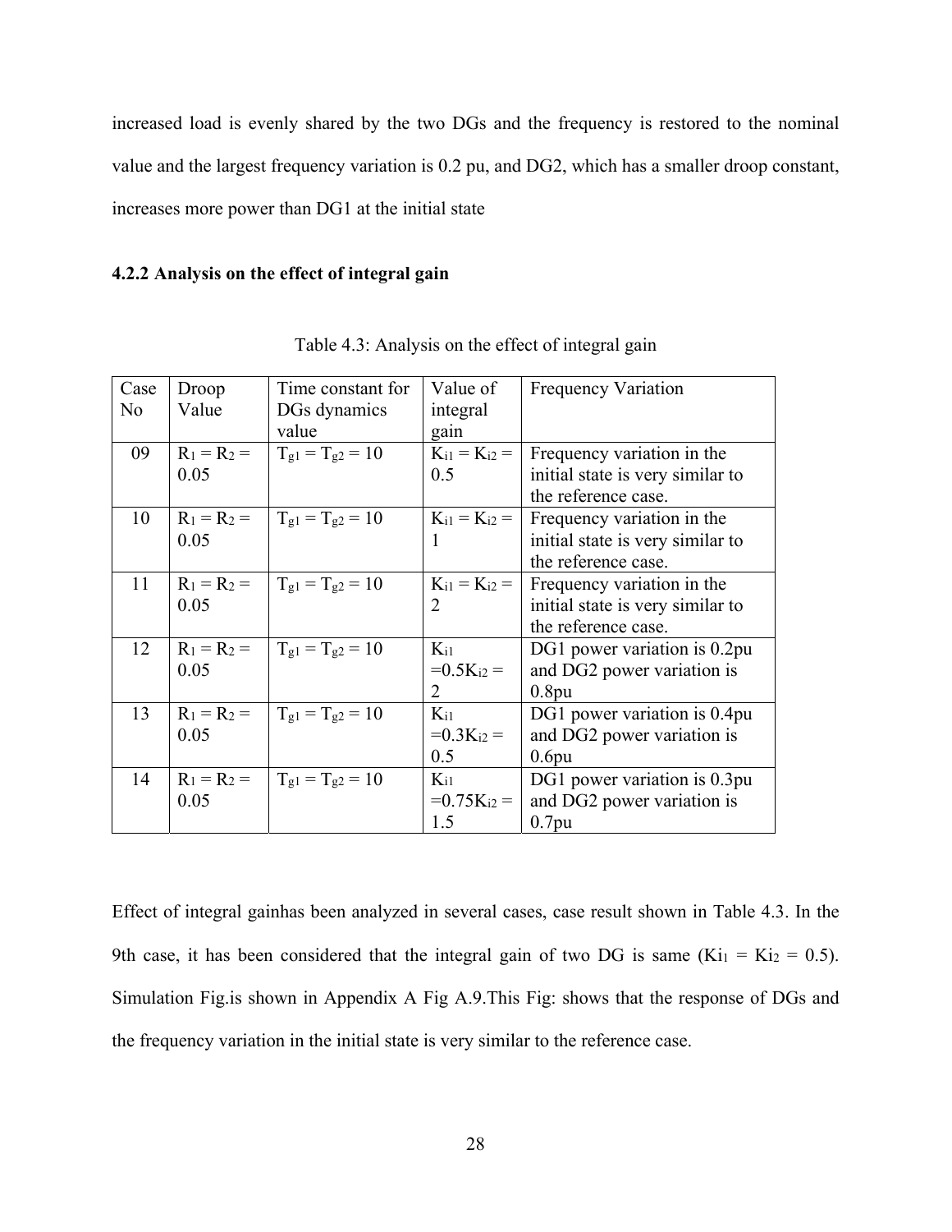increased load is evenly shared by the two DGs and the frequency is restored to the nominal value and the largest frequency variation is 0.2 pu, and DG2, which has a smaller droop constant, increases more power than DG1 at the initial state

### 4.2.2 Analysis on the effect of integral gain

Table 4.3: Analysis on the effect of integral gain

| Case No | Droop Value | Time constant for DGs dynamics value | Value of integral gain | Frequency Variation |
|---|---|---|---|---|
| 09 | $R_1 = R_2 = 0.05$ | $T_{g1} = T_{g2} = 10$ | $K_{i1} = K_{i2} = 0.5$ | Frequency variation in the initial state is very similar to the reference case. |
| 10 | $R_1 = R_2 = 0.05$ | $T_{g1} = T_{g2} = 10$ | $K_{i1} = K_{i2} = 1$ | Frequency variation in the initial state is very similar to the reference case. |
| 11 | $R_1 = R_2 = 0.05$ | $T_{g1} = T_{g2} = 10$ | $K_{i1} = K_{i2} = 2$ | Frequency variation in the initial state is very similar to the reference case. |
| 12 | $R_1 = R_2 = 0.05$ | $T_{g1} = T_{g2} = 10$ | $K_{i1} = 0.5 K_{i2} = 2$ | DG1 power variation is 0.2pu and DG2 power variation is 0.8pu |
| 13 | $R_1 = R_2 = 0.05$ | $T_{g1} = T_{g2} = 10$ | $K_{i1} = 0.3 K_{i2} = 0.5$ | DG1 power variation is 0.4pu and DG2 power variation is 0.6pu |
| 14 | $R_1 = R_2 = 0.05$ | $T_{g1} = T_{g2} = 10$ | $K_{i1} = 0.75 K_{i2} = 1.5$ | DG1 power variation is 0.3pu and DG2 power variation is 0.7pu |

Effect of integral gainhas been analyzed in several cases, case result shown in Table 4.3. In the 9th case, it has been considered that the integral gain of two DG is same ($Ki_1 = Ki_2 = 0.5$). Simulation Fig.is shown in Appendix A Fig A.9.This Fig: shows that the response of DGs and the frequency variation in the initial state is very similar to the reference case.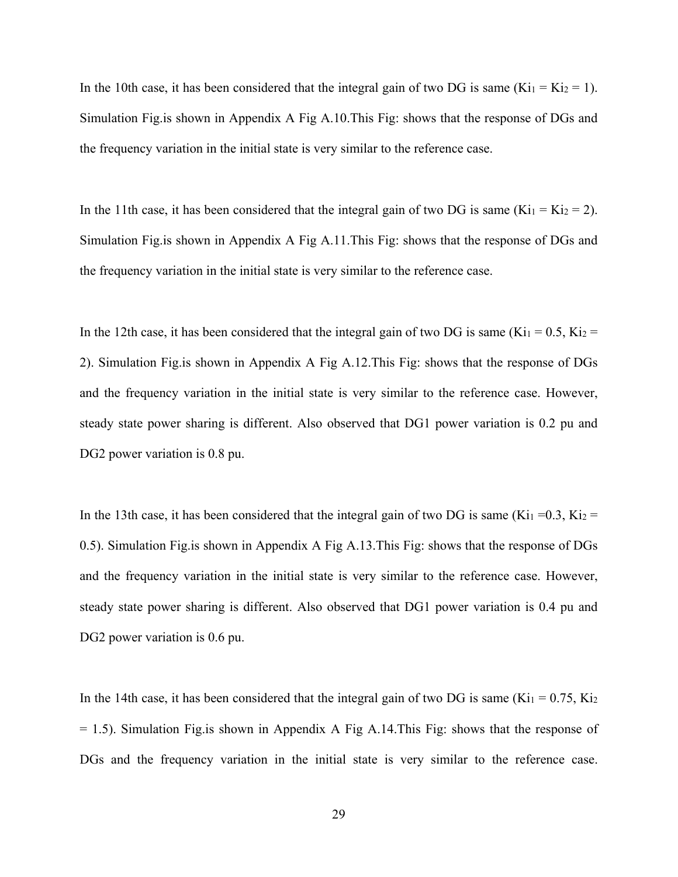In the 10th case, it has been considered that the integral gain of two DG is same ($Ki_1 = Ki_2 = 1$). Simulation Fig.is shown in Appendix A Fig A.10.This Fig: shows that the response of DGs and the frequency variation in the initial state is very similar to the reference case.

In the 11th case, it has been considered that the integral gain of two DG is same ($Ki_1 = Ki_2 = 2$). Simulation Fig.is shown in Appendix A Fig A.11.This Fig: shows that the response of DGs and the frequency variation in the initial state is very similar to the reference case.

In the 12th case, it has been considered that the integral gain of two DG is same ($Ki_1 = 0.5$, $Ki_2 = 2$). Simulation Fig.is shown in Appendix A Fig A.12.This Fig: shows that the response of DGs and the frequency variation in the initial state is very similar to the reference case. However, steady state power sharing is different. Also observed that DG1 power variation is 0.2 pu and DG2 power variation is 0.8 pu.

In the 13th case, it has been considered that the integral gain of two DG is same ($Ki_1 =0.3$, $Ki_2 = 0.5$). Simulation Fig.is shown in Appendix A Fig A.13.This Fig: shows that the response of DGs and the frequency variation in the initial state is very similar to the reference case. However, steady state power sharing is different. Also observed that DG1 power variation is 0.4 pu and DG2 power variation is 0.6 pu.

In the 14th case, it has been considered that the integral gain of two DG is same ($Ki_1 = 0.75$, $Ki_2 = 1.5$). Simulation Fig.is shown in Appendix A Fig A.14.This Fig: shows that the response of DGs and the frequency variation in the initial state is very similar to the reference case.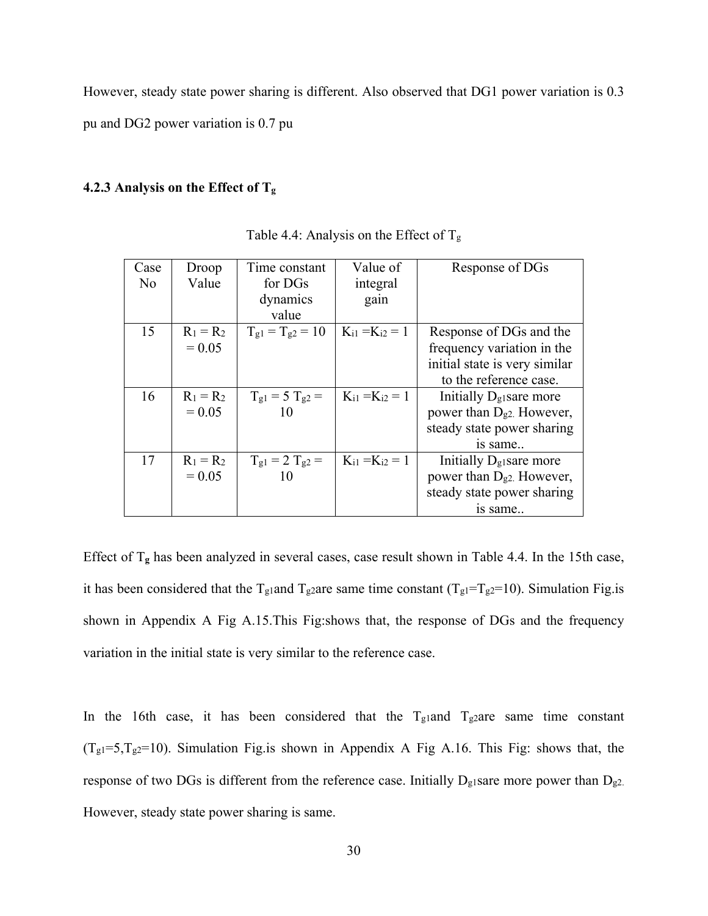However, steady state power sharing is different. Also observed that DG1 power variation is 0.3 pu and DG2 power variation is 0.7 pu

### 4.2.3 Analysis on the Effect of $T_g$

Table 4.4: Analysis on the Effect of $T_g$

| Case No | Droop Value | Time constant for DGs dynamics value | Value of integral gain | Response of DGs |
|---|---|---|---|---|
| 15 | $R_1 = R_2 = 0.05$ | $T_{g1} = T_{g2} = 10$ | $K_{i1} = K_{i2} = 1$ | Response of DGs and the frequency variation in the initial state is very similar to the reference case. |
| 16 | $R_1 = R_2 = 0.05$ | $T_{g1} = 5$ $T_{g2} = 10$ | $K_{i1} = K_{i2} = 1$ | Initially $D_{g1}$sare more power than $D_{g2.}$ However, steady state power sharing is same.. |
| 17 | $R_1 = R_2 = 0.05$ | $T_{g1} = 2$ $T_{g2} = 10$ | $K_{i1} = K_{i2} = 1$ | Initially $D_{g1}$sare more power than $D_{g2.}$ However, steady state power sharing is same.. |

Effect of $T_g$ has been analyzed in several cases, case result shown in Table 4.4. In the 15th case, it has been considered that the $T_{g1}$and $T_{g2}$are same time constant ($T_{g1}$=$T_{g2}$=10). Simulation Fig.is shown in Appendix A Fig A.15.This Fig:shows that, the response of DGs and the frequency variation in the initial state is very similar to the reference case.

In the 16th case, it has been considered that the $T_{g1}$and $T_{g2}$are same time constant ($T_{g1}$=5,$T_{g2}$=10). Simulation Fig.is shown in Appendix A Fig A.16. This Fig: shows that, the response of two DGs is different from the reference case. Initially $D_{g1}$sare more power than $D_{g2.}$ However, steady state power sharing is same.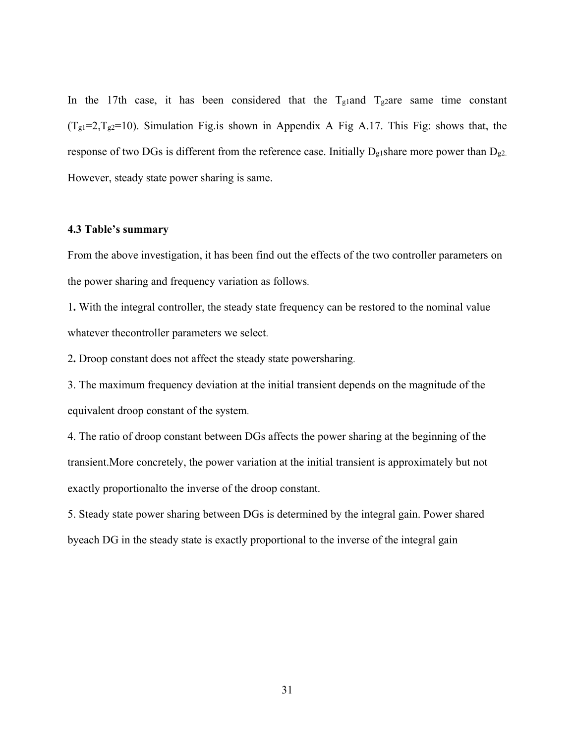In the 17th case, it has been considered that the $T_{g1}$and $T_{g2}$are same time constant ($T_{g1}$=2,$T_{g2}$=10). Simulation Fig.is shown in Appendix A Fig A.17. This Fig: shows that, the response of two DGs is different from the reference case. Initially $D_{g1}$share more power than $D_{g2}$. However, steady state power sharing is same.

### 4.3 Table's summary

From the above investigation, it has been find out the effects of the two controller parameters on the power sharing and frequency variation as follows.

1. With the integral controller, the steady state frequency can be restored to the nominal value whatever thecontroller parameters we select.
2. Droop constant does not affect the steady state powersharing.
3. The maximum frequency deviation at the initial transient depends on the magnitude of the equivalent droop constant of the system.
4. The ratio of droop constant between DGs affects the power sharing at the beginning of the transient.More concretely, the power variation at the initial transient is approximately but not exactly proportionalto the inverse of the droop constant.
5. Steady state power sharing between DGs is determined by the integral gain. Power shared byeach DG in the steady state is exactly proportional to the inverse of the integral gain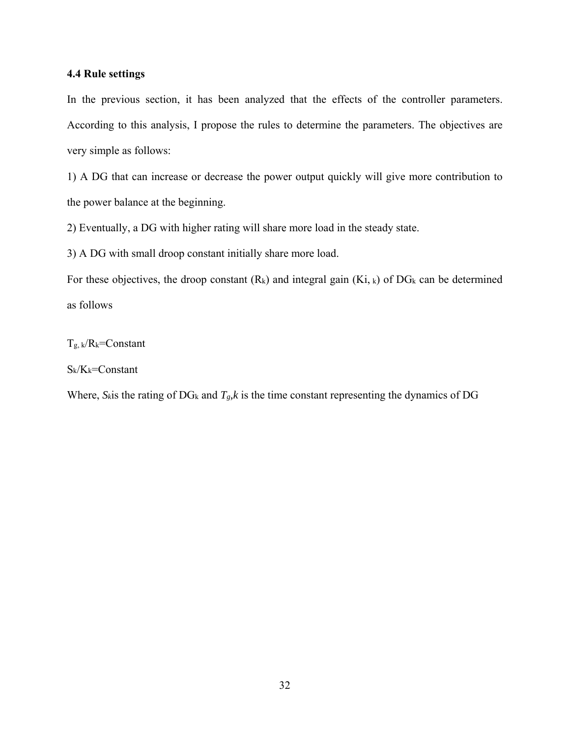### 4.4 Rule settings

In the previous section, it has been analyzed that the effects of the controller parameters. According to this analysis, I propose the rules to determine the parameters. The objectives are very simple as follows:

1) A DG that can increase or decrease the power output quickly will give more contribution to the power balance at the beginning.

2) Eventually, a DG with higher rating will share more load in the steady state.

3) A DG with small droop constant initially share more load.

For these objectives, the droop constant ($R_k$) and integral gain ($Ki_{,k}$) of $DG_k$ can be determined as follows

$T_{g,k}/R_k$=Constant

$S_k/K_k$=Constant

Where, $S_k$is the rating of $DG_k$ and $T_{g},k$ is the time constant representing the dynamics of DG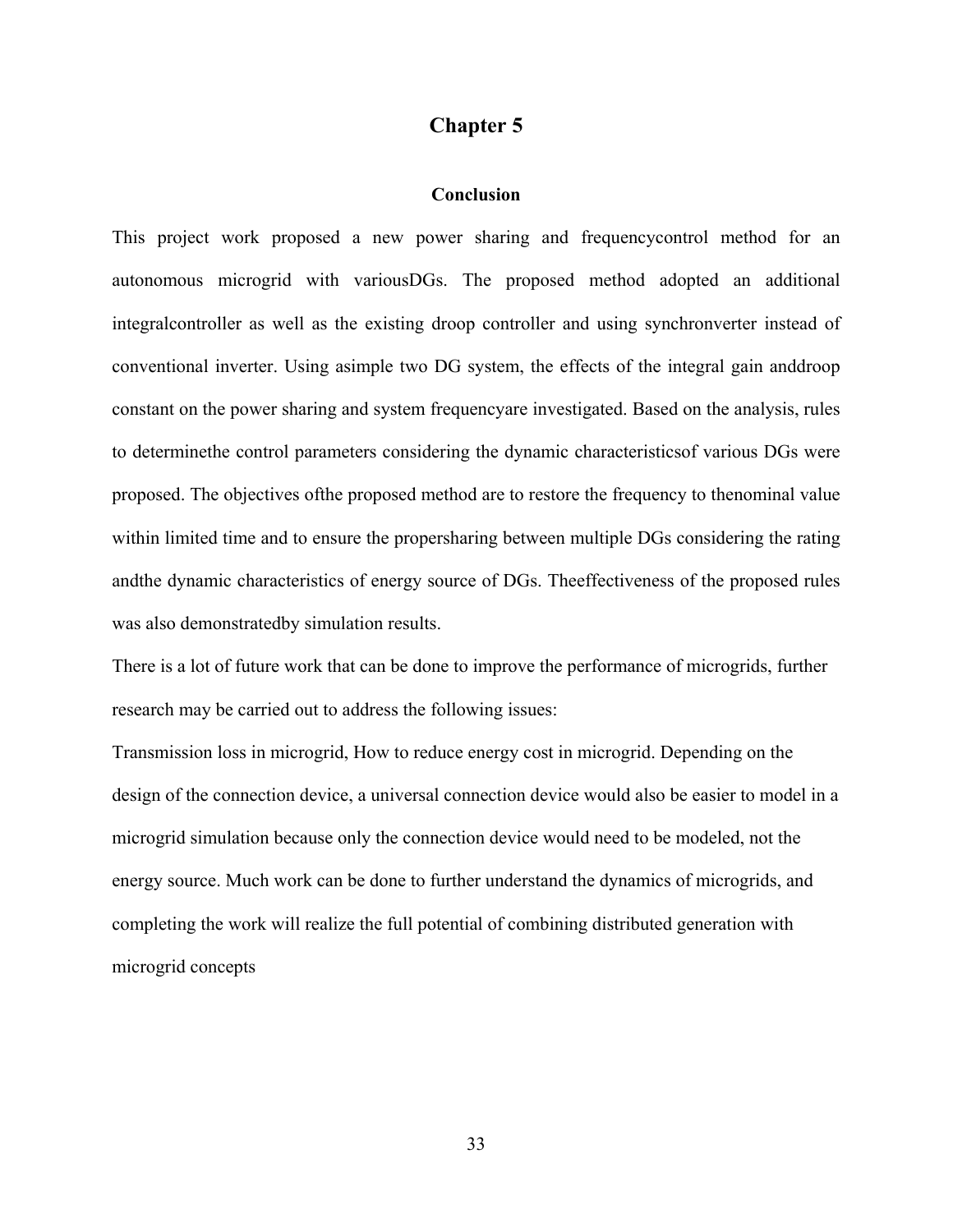# Chapter 5

## Conclusion

This project work proposed a new power sharing and frequencycontrol method for an autonomous microgrid with variousDGs. The proposed method adopted an additional integralcontroller as well as the existing droop controller and using synchronverter instead of conventional inverter. Using asimple two DG system, the effects of the integral gain anddroop constant on the power sharing and system frequencyare investigated. Based on the analysis, rules to determinethe control parameters considering the dynamic characteristicsof various DGs were proposed. The objectives ofthe proposed method are to restore the frequency to thenominal value within limited time and to ensure the propersharing between multiple DGs considering the rating andthe dynamic characteristics of energy source of DGs. Theeffectiveness of the proposed rules was also demonstratedby simulation results.

There is a lot of future work that can be done to improve the performance of microgrids, further research may be carried out to address the following issues:

Transmission loss in microgrid, How to reduce energy cost in microgrid. Depending on the design of the connection device, a universal connection device would also be easier to model in a microgrid simulation because only the connection device would need to be modeled, not the energy source. Much work can be done to further understand the dynamics of microgrids, and completing the work will realize the full potential of combining distributed generation with microgrid concepts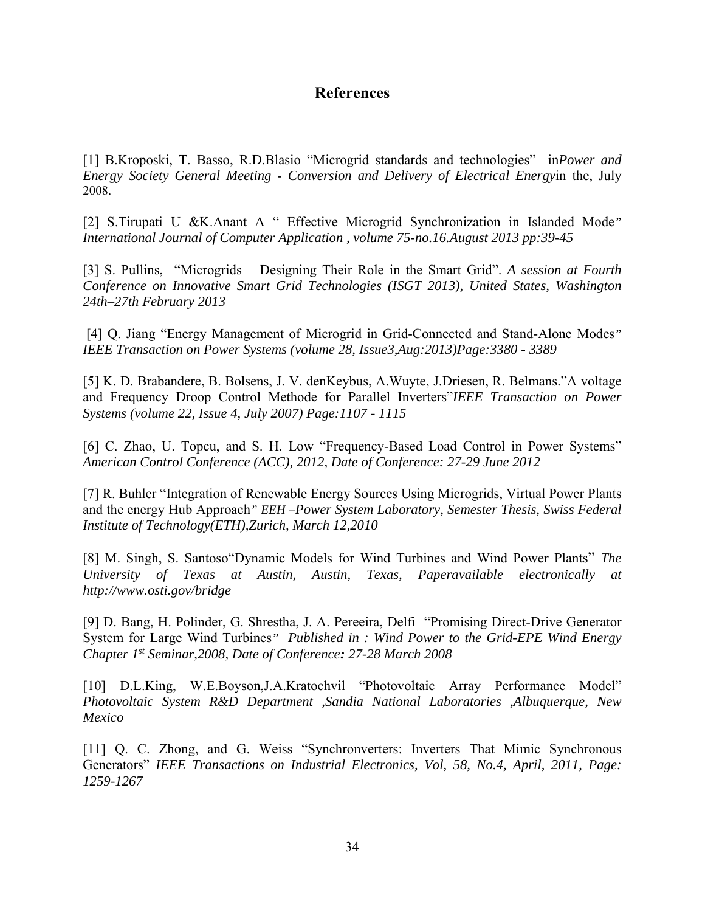# References

[1] B.Kroposki, T. Basso, R.D.Blasio "Microgrid standards and technologies" in*Power and Energy Society General Meeting - Conversion and Delivery of Electrical Energy*in the, July 2008.

[2] S.Tirupati U &K.Anant A " Effective Microgrid Synchronization in Islanded Mode*" International Journal of Computer Application , volume 75-no.16.August 2013 pp:39-45*

[3] S. Pullins, "Microgrids – Designing Their Role in the Smart Grid". *A session at Fourth Conference on Innovative Smart Grid Technologies (ISGT 2013), United States, Washington 24th–27th February 2013*

[4] Q. Jiang "Energy Management of Microgrid in Grid-Connected and Stand-Alone Modes*" IEEE Transaction on Power Systems (volume 28, Issue3,Aug:2013)Page:3380 - 3389*

[5] K. D. Brabandere, B. Bolsens, J. V. denKeybus, A.Wuyte, J.Driesen, R. Belmans."A voltage and Frequency Droop Control Methode for Parallel Inverters"*IEEE Transaction on Power Systems (volume 22, Issue 4, July 2007) Page:1107 - 1115*

[6] C. Zhao, U. Topcu, and S. H. Low "Frequency-Based Load Control in Power Systems" *American Control Conference (ACC), 2012, Date of Conference: 27-29 June 2012*

[7] R. Buhler "Integration of Renewable Energy Sources Using Microgrids, Virtual Power Plants and the energy Hub Approach*" EEH –Power System Laboratory, Semester Thesis, Swiss Federal Institute of Technology(ETH),Zurich, March 12,2010*

[8] M. Singh, S. Santoso"Dynamic Models for Wind Turbines and Wind Power Plants" *The University of Texas at Austin, Austin, Texas, Paperavailable electronically at http://www.osti.gov/bridge*

[9] D. Bang, H. Polinder, G. Shrestha, J. A. Pereeira, Delfi "Promising Direct-Drive Generator System for Large Wind Turbines*" Published in : Wind Power to the Grid-EPE Wind Energy Chapter 1st Seminar,2008, Date of Conference: 27-28 March 2008*

[10] D.L.King, W.E.Boyson,J.A.Kratochvil "Photovoltaic Array Performance Model" *Photovoltaic System R&D Department ,Sandia National Laboratories ,Albuquerque, New Mexico*

[11] Q. C. Zhong, and G. Weiss "Synchronverters: Inverters That Mimic Synchronous Generators" *IEEE Transactions on Industrial Electronics, Vol, 58, No.4, April, 2011, Page: 1259-1267*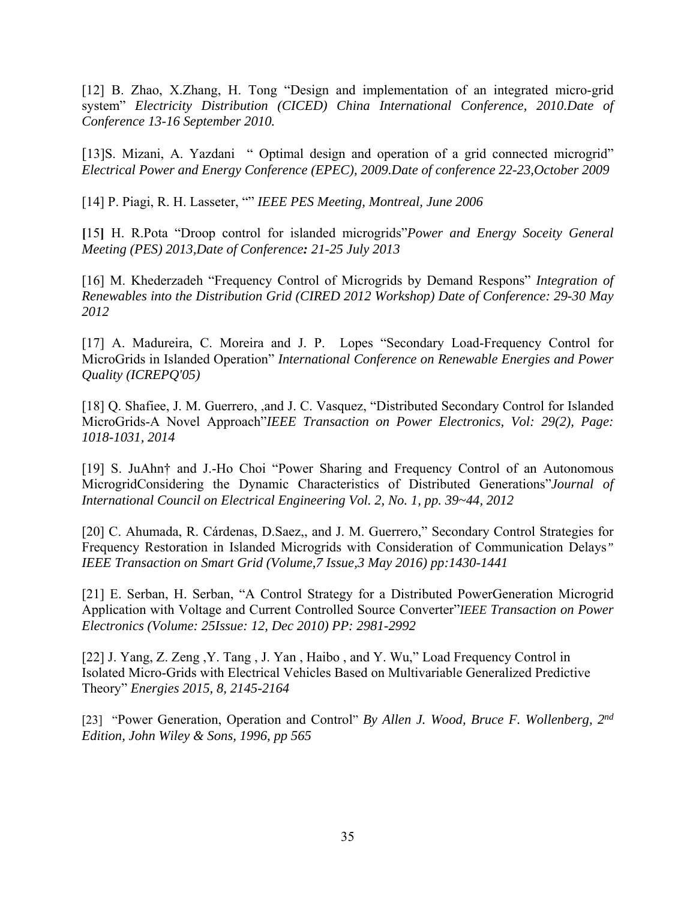[12] B. Zhao, X.Zhang, H. Tong "Design and implementation of an integrated micro-grid system" *Electricity Distribution (CICED) China International Conference, 2010.Date of Conference 13-16 September 2010.*

[13]S. Mizani, A. Yazdani " Optimal design and operation of a grid connected microgrid" *Electrical Power and Energy Conference (EPEC), 2009.Date of conference 22-23,October 2009*

[14] P. Piagi, R. H. Lasseter, "" *IEEE PES Meeting, Montreal, June 2006*

**[**15**]** H. R.Pota "Droop control for islanded microgrids"*Power and Energy Soceity General Meeting (PES) 2013,Date of Conference**:** 21-25 July 2013*

[16] M. Khederzadeh "Frequency Control of Microgrids by Demand Respons" *Integration of Renewables into the Distribution Grid (CIRED 2012 Workshop) Date of Conference: 29-30 May 2012*

[17] A. Madureira, C. Moreira and J. P. Lopes "Secondary Load-Frequency Control for MicroGrids in Islanded Operation" *International Conference on Renewable Energies and Power Quality (ICREPQ'05)*

[18] Q. Shafiee, J. M. Guerrero, ,and J. C. Vasquez, "Distributed Secondary Control for Islanded MicroGrids-A Novel Approach"*IEEE Transaction on Power Electronics, Vol: 29(2), Page: 1018-1031, 2014*

[19] S. JuAhn† and J.-Ho Choi "Power Sharing and Frequency Control of an Autonomous MicrogridConsidering the Dynamic Characteristics of Distributed Generations"*Journal of International Council on Electrical Engineering Vol. 2, No. 1, pp. 39~44, 2012*

[20] C. Ahumada, R. Cárdenas, D.Saez,, and J. M. Guerrero," Secondary Control Strategies for Frequency Restoration in Islanded Microgrids with Consideration of Communication Delays*" IEEE Transaction on Smart Grid (Volume,7 Issue,3 May 2016) pp:1430-1441*

[21] E. Serban, H. Serban, "A Control Strategy for a Distributed PowerGeneration Microgrid Application with Voltage and Current Controlled Source Converter"*IEEE Transaction on Power Electronics (Volume: 25Issue: 12, Dec 2010) PP: 2981-2992*

[22] J. Yang, Z. Zeng ,Y. Tang , J. Yan , Haibo , and Y. Wu," Load Frequency Control in Isolated Micro-Grids with Electrical Vehicles Based on Multivariable Generalized Predictive Theory" *Energies 2015, 8, 2145-2164*

[23] "Power Generation, Operation and Control" *By Allen J. Wood, Bruce F. Wollenberg, 2nd Edition, John Wiley & Sons, 1996, pp 565*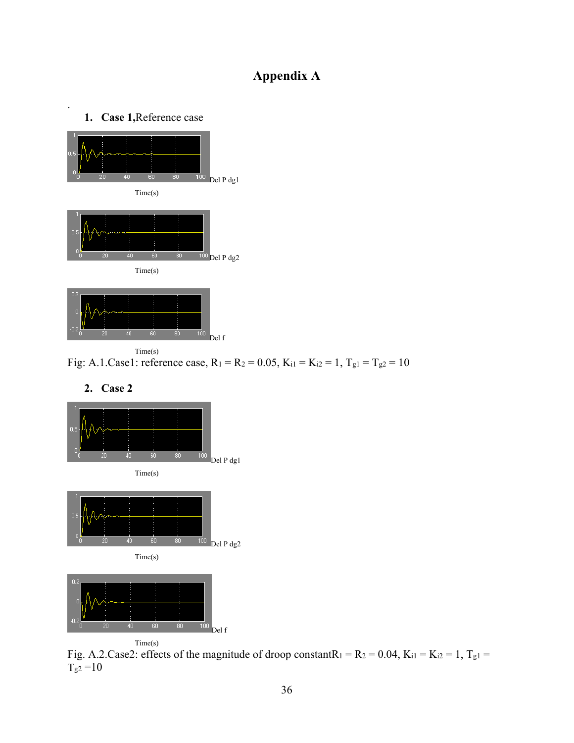# Appendix A

.

1. **Case 1,** Reference case

Del P dg1

Time(s)

Del P dg2

Time(s)

Del f

Time(s)

Fig: A.1.Case1: reference case, $R_1 = R_2 = 0.05$, $K_{i1} = K_{i2} = 1$, $T_{g1} = T_{g2} = 10$

2. **Case 2**

Del P dg1

Time(s)

Del P dg2

Time(s)

Del f

Time(s)

Fig. A.2.Case2: effects of the magnitude of droop constant $R_1 = R_2 = 0.04$, $K_{i1} = K_{i2} = 1$, $T_{g1} = T_{g2} = 10$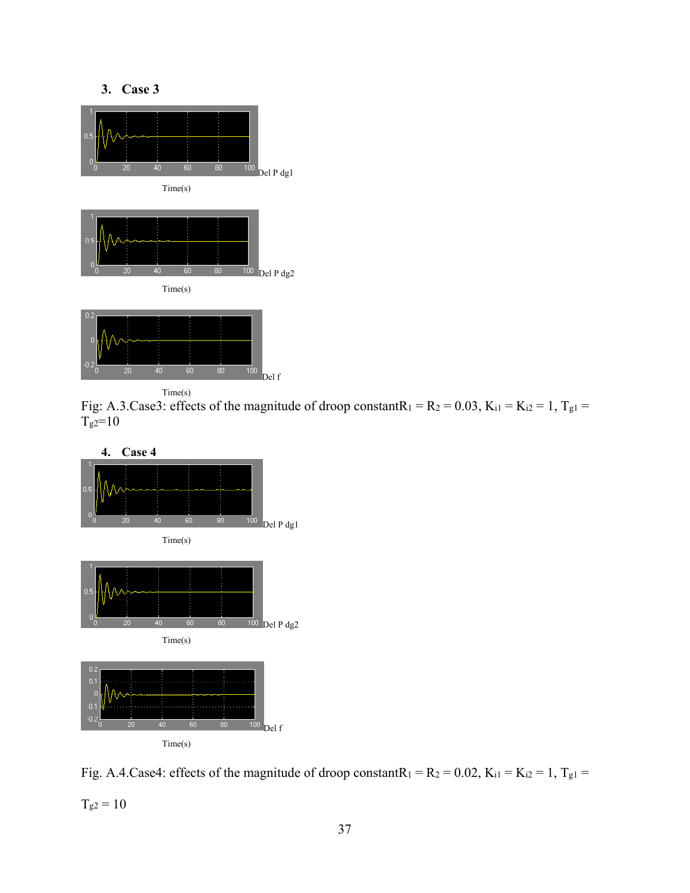### 3. Case 3

Del P dg1

Time(s)

Del P dg2

Time(s)

Del f

Time(s)

Fig: A.3.Case3: effects of the magnitude of droop constant $R_1 = R_2 = 0.03$, $K_{i1} = K_{i2} = 1$, $T_{g1} = T_{g2} = 10$

### 4. Case 4

Del P dg1

Time(s)

Del P dg2

Time(s)

Del f

Time(s)

Fig. A.4.Case4: effects of the magnitude of droop constant $R_1 = R_2 = 0.02$, $K_{i1} = K_{i2} = 1$, $T_{g1} = T_{g2} = 10$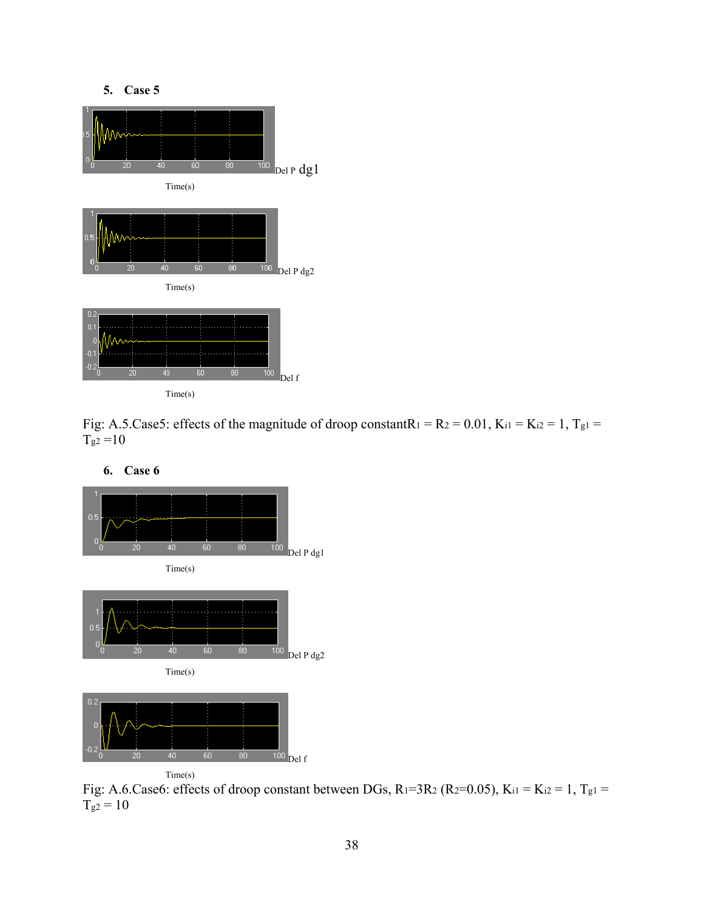### 5. Case 5

Del P dg1

Time(s)

Del P dg2

Time(s)

Del f

Time(s)

Fig: A.5.Case5: effects of the magnitude of droop constant$R_1 = R_2 = 0.01$, $K_{i1} = K_{i2} = 1$, $T_{g1} = T_{g2} = 10$

### 6. Case 6

Del P dg1

Time(s)

Del P dg2

Time(s)

Del f

Time(s)

Fig: A.6.Case6: effects of droop constant between DGs, $R_1=3R_2$ ($R_2=0.05$), $K_{i1} = K_{i2} = 1$, $T_{g1} = T_{g2} = 10$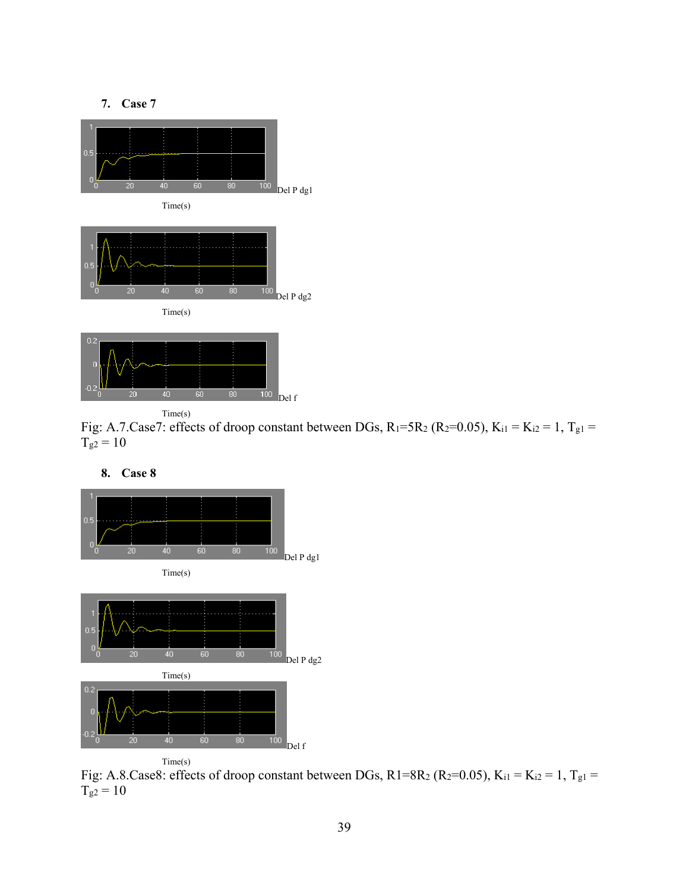## 7. Case 7

Del P dg1

Time(s)

Del P dg2

Time(s)

Del f

Time(s)

Fig: A.7.Case7: effects of droop constant between DGs, $R_1$=5$R_2$ ($R_2$=0.05), $K_{i1}$ = $K_{i2}$ = 1, $T_{g1}$ = $T_{g2}$ = 10

## 8. Case 8

Del P dg1

Time(s)

Del P dg2

Time(s)

Del f

Time(s)

Fig: A.8.Case8: effects of droop constant between DGs, R1=8$R_2$ ($R_2$=0.05), $K_{i1}$ = $K_{i2}$ = 1, $T_{g1}$ = $T_{g2}$ = 10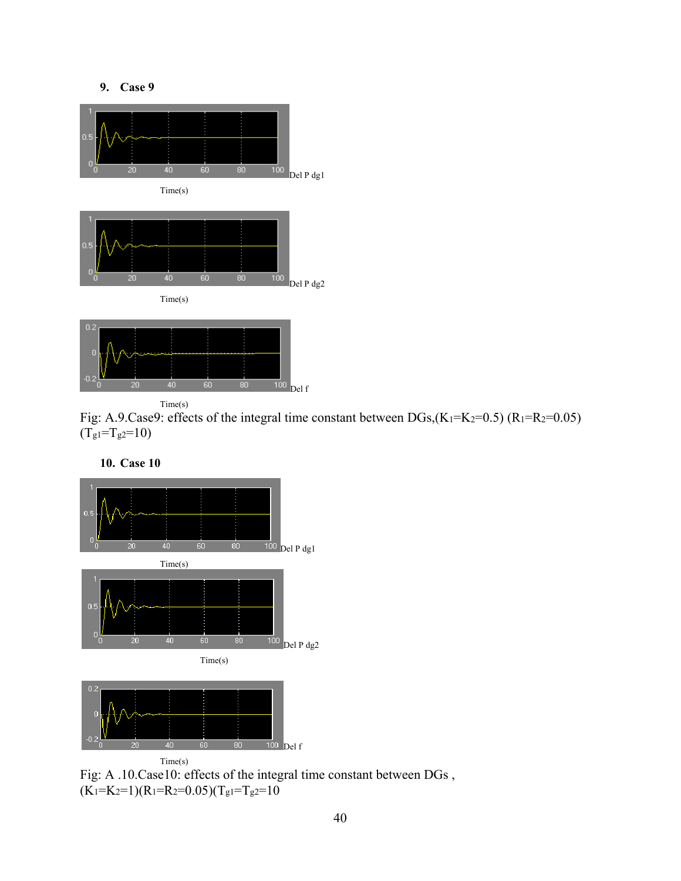## 9. Case 9

Del P dg1

Time(s)

Del P dg2

Time(s)

Del f

Time(s)

Fig: A.9.Case9: effects of the integral time constant between DGs,($K_1$=$K_2$=0.5) ($R_1$=$R_2$=0.05) ($T_{g1}$=$T_{g2}$=10)

## 10. Case 10

Del P dg1

Time(s)

Del P dg2

Time(s)

Del f

Time(s)

Fig: A .10.Case10: effects of the integral time constant between DGs , ($K_1$=$K_2$=1)($R_1$=$R_2$=0.05)($T_{g1}$=$T_{g2}$=10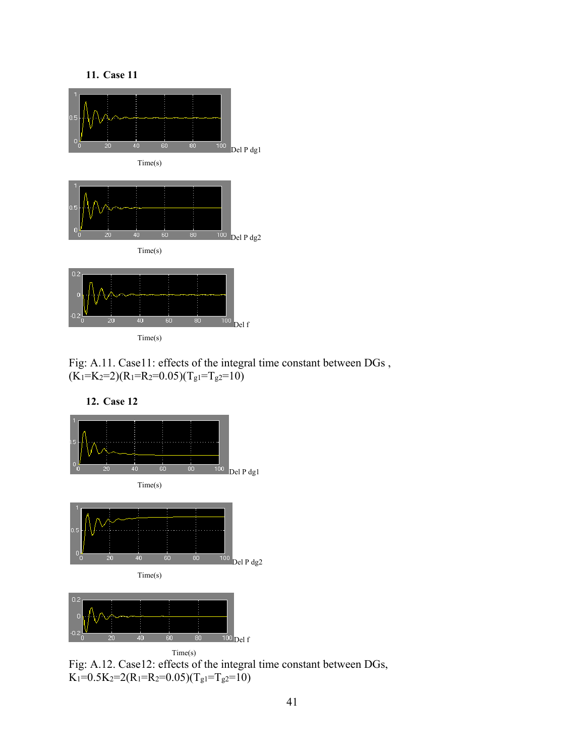**11. Case 11**

Del P dg1

Time(s)

Del P dg2

Time(s)

Del f

Time(s)

Fig: A.11. Case11: effects of the integral time constant between DGs , $(K_1=K_2=2)(R_1=R_2=0.05)(T_{g1}=T_{g2}=10)$

**12. Case 12**

Del P dg1

Time(s)

Del P dg2

Time(s)

Del f

Time(s)

Fig: A.12. Case12: effects of the integral time constant between DGs, $K_1=0.5K_2=2(R_1=R_2=0.05)(T_{g1}=T_{g2}=10)$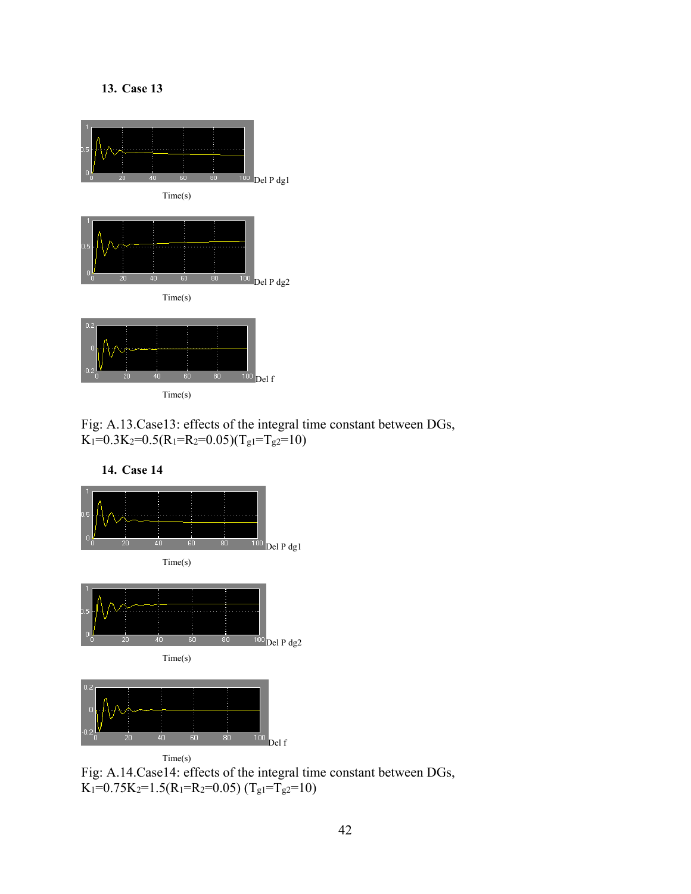## 13. Case 13

Del P dg1

Time(s)

Del P dg2

Time(s)

Del f

Time(s)

Fig: A.13.Case13: effects of the integral time constant between DGs, $K_1$=0.3$K_2$=0.5($R_1$=$R_2$=0.05)($T_{g1}$=$T_{g2}$=10)

## 14. Case 14

Del P dg1

Time(s)

Del P dg2

Time(s)

Del f

Time(s)

Fig: A.14.Case14: effects of the integral time constant between DGs, $K_1$=0.75$K_2$=1.5($R_1$=$R_2$=0.05) ($T_{g1}$=$T_{g2}$=10)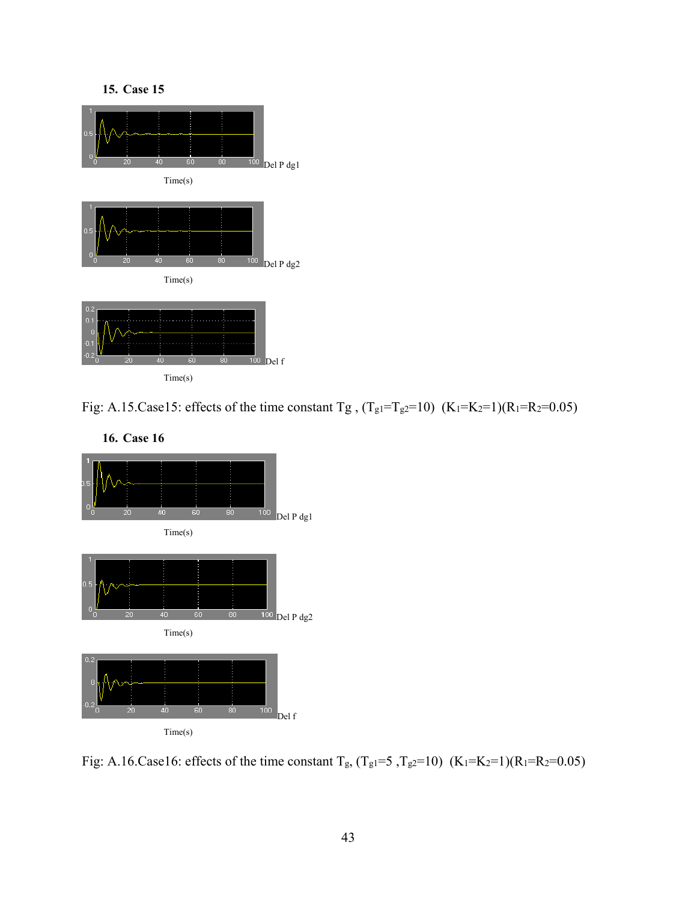## 15. Case 15

Del P dg1

Time(s)

Del P dg2

Time(s)

Del f

Time(s)

Fig: A.15.Case15: effects of the time constant Tg , ($T_{g1}$=$T_{g2}$=10) ($K_1$=$K_2$=1)($R_1$=$R_2$=0.05)

## 16. Case 16

Del P dg1

Time(s)

Del P dg2

Time(s)

Del f

Time(s)

Fig: A.16.Case16: effects of the time constant $T_g$, ($T_{g1}$=5 ,$T_{g2}$=10) ($K_1$=$K_2$=1)($R_1$=$R_2$=0.05)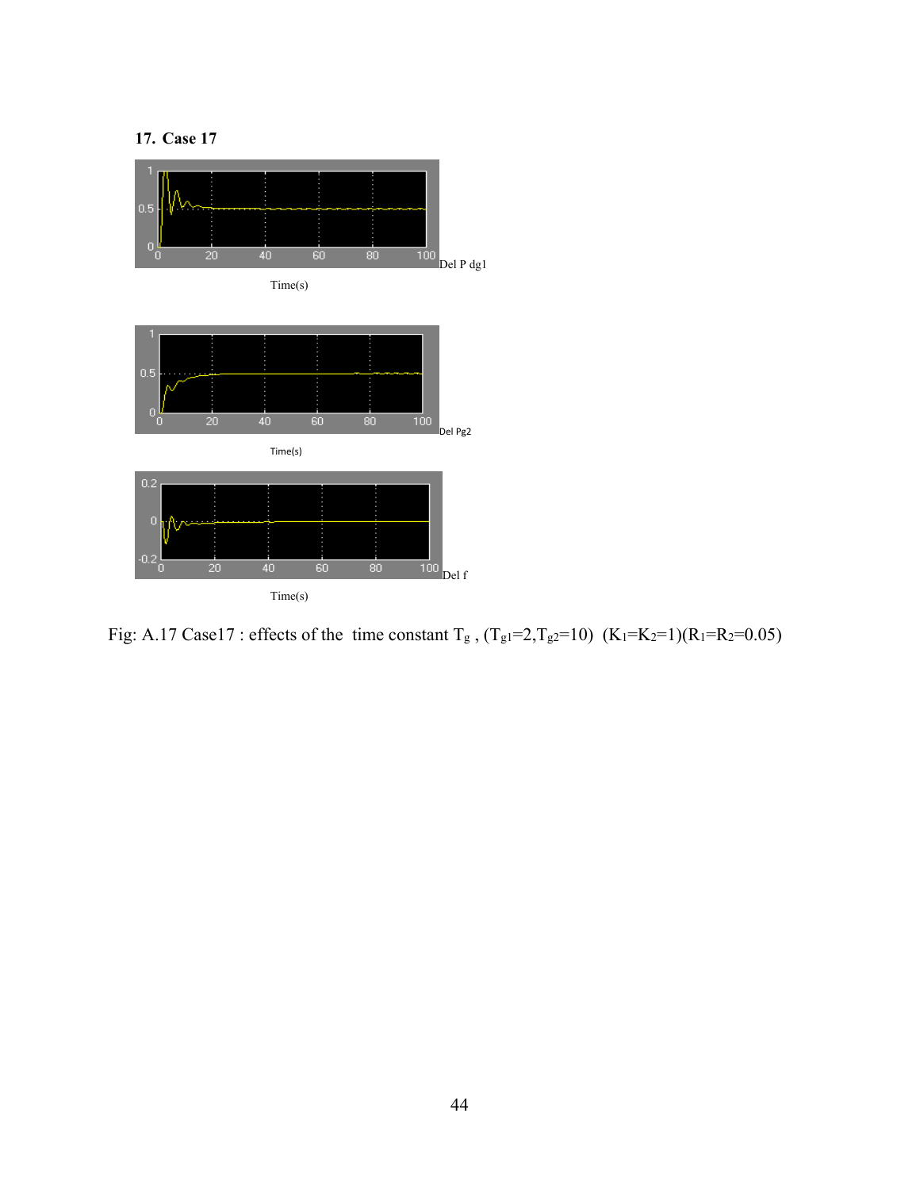## 17. Case 17

1
0.5
0
0
20
40
60
80
100
Del P dg1

Time(s)

1
0.5
0
0
20
40
60
80
100
Del Pg2

Time(s)

0.2
0
-0.2
0
20
40
60
80
100
Del f

Time(s)

Fig: A.17 Case17 : effects of the time constant $T_g$ , ($T_{g1}$=2,$T_{g2}$=10) ($K_1$=$K_2$=1)($R_1$=$R_2$=0.05)